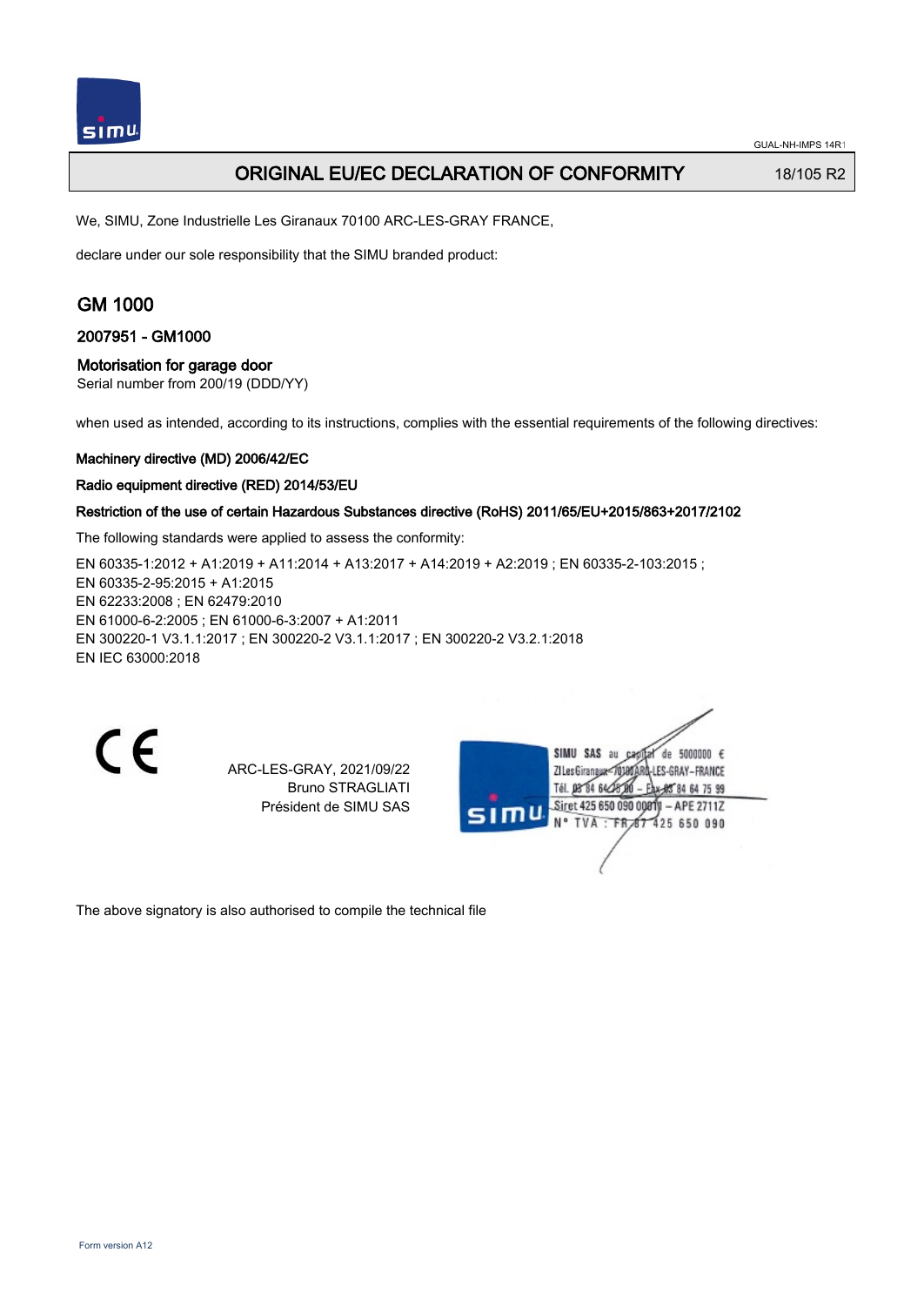# ORIGINAL EU/EC DECLARATION OF CONFORMITY

18/105 R2

We, SIMU, Zone Industrielle Les Giranaux 70100 ARC-LES-GRAY FRANCE,

declare under our sole responsibility that the SIMU branded product:

## GM 1000

### 2007951 - GM1000

### Motorisation for garage door

Serial number from 200/19 (DDD/YY)

when used as intended, according to its instructions, complies with the essential requirements of the following directives:

**Machinery directive (MD) 2006/42/EC**

**Radio equipment directive (RED) 2014/53/EU**

**Restriction of the use of certain Hazardous Substances directive (RoHS) 2011/65/EU+2015/863+2017/2102**

The following standards were applied to assess the conformity:

EN 60335-1:2012 + A1:2019 + A11:2014 + A13:2017 + A14:2019 + A2:2019 ; EN 60335-2-103:2015 ;
EN 60335-2-95:2015 + A1:2015
EN 62233:2008 ; EN 62479:2010
EN 61000-6-2:2005 ; EN 61000-6-3:2007 + A1:2011
EN 300220-1 V3.1.1:2017 ; EN 300220-2 V3.1.1:2017 ; EN 300220-2 V3.2.1:2018
EN IEC 63000:2018

CE

ARC-LES-GRAY, 2021/09/22
Bruno STRAGLIATI
Président de SIMU SAS

SIMU SAS au capital de 5000000 €
ZI Les Giranaux 70100 ARC-LES-GRAY-FRANCE
Tél. 03 84 64 75 00 – Fax 03 84 64 75 99
Siret 425 650 090 00011 – APE 2711Z
N° TVA : FR 87 425 650 090

The above signatory is also authorised to compile the technical file

Form version A12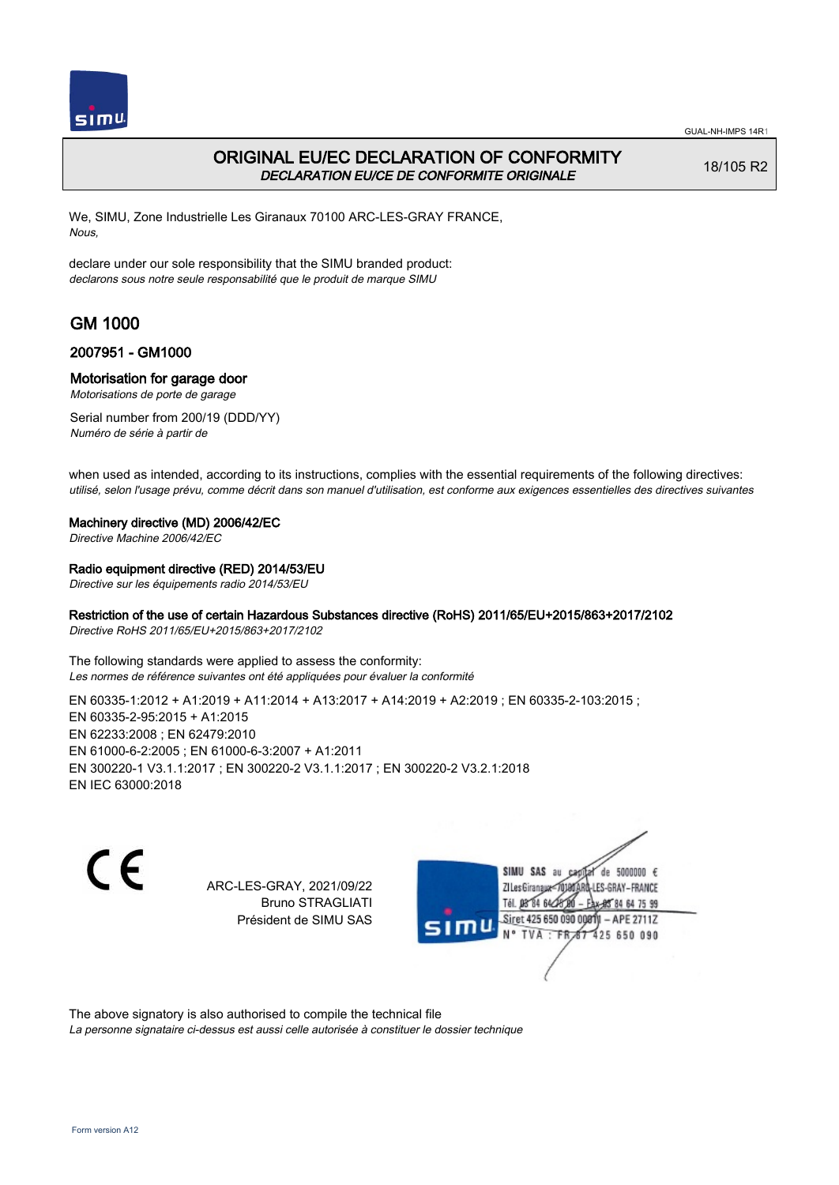GUAL-NH-IMPS 14R1

# ORIGINAL EU/EC DECLARATION OF CONFORMITY
*DECLARATION EU/CE DE CONFORMITE ORIGINALE*

18/105 R2

We, SIMU, Zone Industrielle Les Giranaux 70100 ARC-LES-GRAY FRANCE,
*Nous,*

declare under our sole responsibility that the SIMU branded product:
*declarons sous notre seule responsabilité que le produit de marque SIMU*

## GM 1000

### 2007951 - GM1000

### Motorisation for garage door
*Motorisations de porte de garage*

Serial number from 200/19 (DDD/YY)
*Numéro de série à partir de*

when used as intended, according to its instructions, complies with the essential requirements of the following directives:
*utilisé, selon l'usage prévu, comme décrit dans son manuel d'utilisation, est conforme aux exigences essentielles des directives suivantes*

**Machinery directive (MD) 2006/42/EC**
*Directive Machine 2006/42/EC*

**Radio equipment directive (RED) 2014/53/EU**
*Directive sur les équipements radio 2014/53/EU*

**Restriction of the use of certain Hazardous Substances directive (RoHS) 2011/65/EU+2015/863+2017/2102**
*Directive RoHS 2011/65/EU+2015/863+2017/2102*

The following standards were applied to assess the conformity:
*Les normes de référence suivantes ont été appliquées pour évaluer la conformité*

EN 60335-1:2012 + A1:2019 + A11:2014 + A13:2017 + A14:2019 + A2:2019 ; EN 60335-2-103:2015 ;
EN 60335-2-95:2015 + A1:2015
EN 62233:2008 ; EN 62479:2010
EN 61000-6-2:2005 ; EN 61000-6-3:2007 + A1:2011
EN 300220-1 V3.1.1:2017 ; EN 300220-2 V3.1.1:2017 ; EN 300220-2 V3.2.1:2018
EN IEC 63000:2018

CE

ARC-LES-GRAY, 2021/09/22
Bruno STRAGLIATI
Président de SIMU SAS

SIMU SAS au capital de 5000000 €
ZI Les Giranaux 70100 ARC-LES-GRAY-FRANCE
Tél. 03 84 64 75 00 – Fax 03 84 64 75 99
Siret 425 650 090 00011 – APE 2711Z
N° TVA : FR 87 425 650 090

The above signatory is also authorised to compile the technical file
*La personne signataire ci-dessus est aussi celle autorisée à constituer le dossier technique*

Form version A12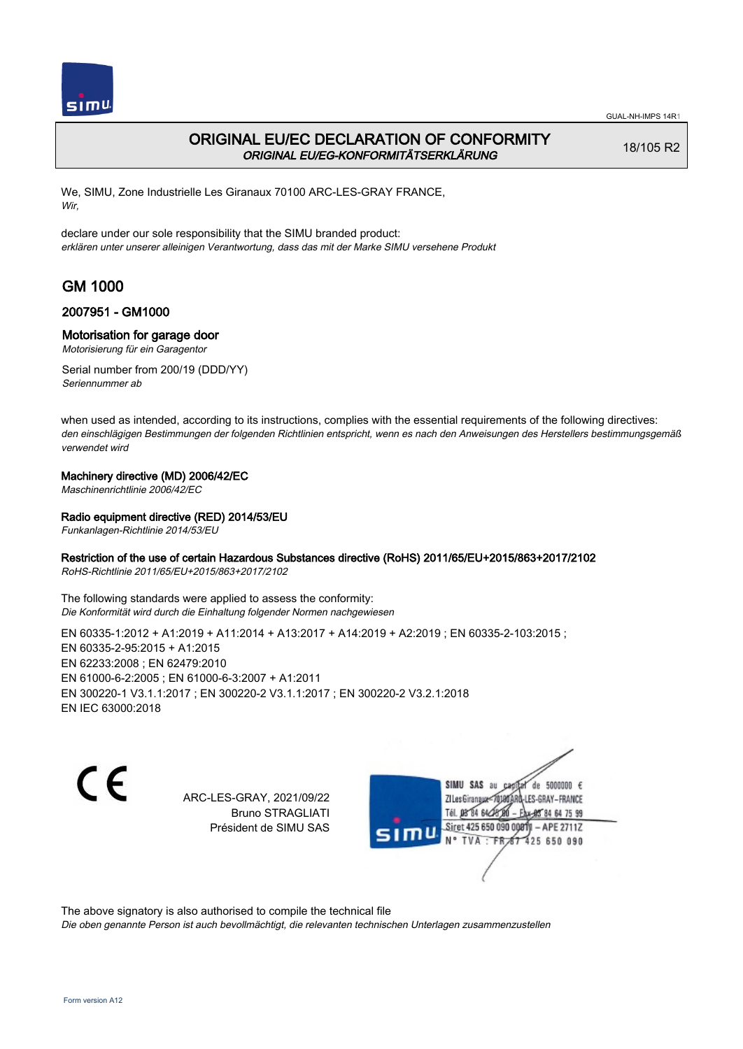# ORIGINAL EU/EC DECLARATION OF CONFORMITY
*ORIGINAL EU/EG-KONFORMITÄTSERKLÄRUNG*

18/105 R2

We, SIMU, Zone Industrielle Les Giranaux 70100 ARC-LES-GRAY FRANCE,
*Wir,*

declare under our sole responsibility that the SIMU branded product:
*erklären unter unserer alleinigen Verantwortung, dass das mit der Marke SIMU versehene Produkt*

## GM 1000

### 2007951 - GM1000

### Motorisation for garage door
*Motorisierung für ein Garagentor*

Serial number from 200/19 (DDD/YY)
*Seriennummer ab*

when used as intended, according to its instructions, complies with the essential requirements of the following directives:
*den einschlägigen Bestimmungen der folgenden Richtlinien entspricht, wenn es nach den Anweisungen des Herstellers bestimmungsgemäß verwendet wird*

**Machinery directive (MD) 2006/42/EC**
*Maschinenrichtlinie 2006/42/EC*

**Radio equipment directive (RED) 2014/53/EU**
*Funkanlagen-Richtlinie 2014/53/EU*

**Restriction of the use of certain Hazardous Substances directive (RoHS) 2011/65/EU+2015/863+2017/2102**
*RoHS-Richtlinie 2011/65/EU+2015/863+2017/2102*

The following standards were applied to assess the conformity:
*Die Konformität wird durch die Einhaltung folgender Normen nachgewiesen*

EN 60335-1:2012 + A1:2019 + A11:2014 + A13:2017 + A14:2019 + A2:2019 ; EN 60335-2-103:2015 ;
EN 60335-2-95:2015 + A1:2015
EN 62233:2008 ; EN 62479:2010
EN 61000-6-2:2005 ; EN 61000-6-3:2007 + A1:2011
EN 300220-1 V3.1.1:2017 ; EN 300220-2 V3.1.1:2017 ; EN 300220-2 V3.2.1:2018
EN IEC 63000:2018

ARC-LES-GRAY, 2021/09/22
Bruno STRAGLIATI
Président de SIMU SAS

SIMU SAS au capital de 5000000 €
ZI Les Giranaux 70100 ARC-LES-GRAY – FRANCE
Tél. 03 84 64 75 00 – Fax 03 84 64 75 99
Siret 425 650 090 00011 – APE 2711Z
N° TVA : FR 87 425 650 090

The above signatory is also authorised to compile the technical file
*Die oben genannte Person ist auch bevollmächtigt, die relevanten technischen Unterlagen zusammenzustellen*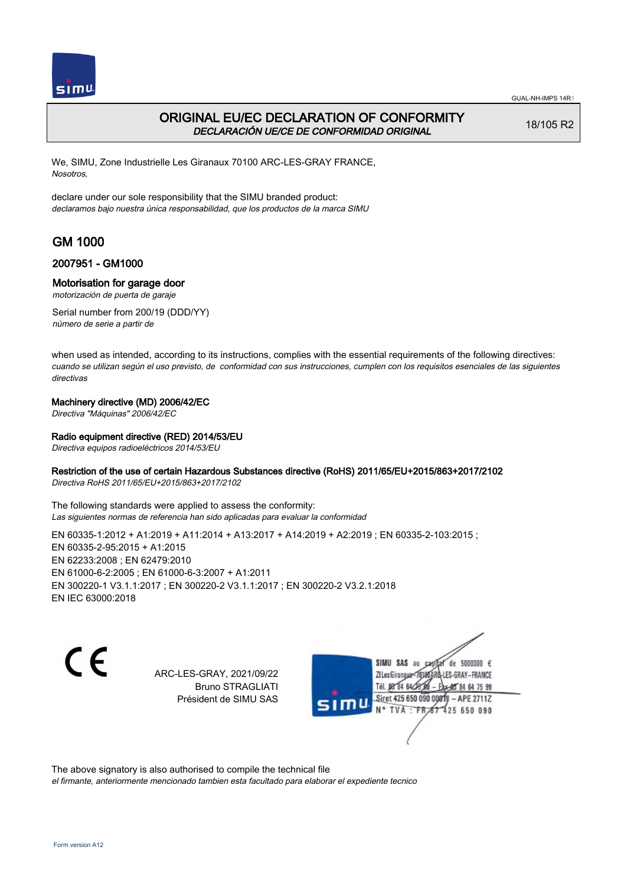# ORIGINAL EU/EC DECLARATION OF CONFORMITY
*DECLARACIÓN UE/CE DE CONFORMIDAD ORIGINAL*

18/105 R2

We, SIMU, Zone Industrielle Les Giranaux 70100 ARC-LES-GRAY FRANCE,
*Nosotros,*

declare under our sole responsibility that the SIMU branded product:
*declaramos bajo nuestra única responsabilidad, que los productos de la marca SIMU*

## GM 1000

### 2007951 - GM1000

### Motorisation for garage door
*motorización de puerta de garaje*

Serial number from 200/19 (DDD/YY)
*número de serie a partir de*

when used as intended, according to its instructions, complies with the essential requirements of the following directives:
*cuando se utilizan según el uso previsto, de conformidad con sus instrucciones, cumplen con los requisitos esenciales de las siguientes directivas*

**Machinery directive (MD) 2006/42/EC**
*Directiva "Máquinas" 2006/42/EC*

**Radio equipment directive (RED) 2014/53/EU**
*Directiva equipos radioeléctricos 2014/53/EU*

**Restriction of the use of certain Hazardous Substances directive (RoHS) 2011/65/EU+2015/863+2017/2102**
*Directiva RoHS 2011/65/EU+2015/863+2017/2102*

The following standards were applied to assess the conformity:
*Las siguientes normas de referencia han sido aplicadas para evaluar la conformidad*

EN 60335-1:2012 + A1:2019 + A11:2014 + A13:2017 + A14:2019 + A2:2019 ; EN 60335-2-103:2015 ;
EN 60335-2-95:2015 + A1:2015
EN 62233:2008 ; EN 62479:2010
EN 61000-6-2:2005 ; EN 61000-6-3:2007 + A1:2011
EN 300220-1 V3.1.1:2017 ; EN 300220-2 V3.1.1:2017 ; EN 300220-2 V3.2.1:2018
EN IEC 63000:2018

ARC-LES-GRAY, 2021/09/22
Bruno STRAGLIATI
Président de SIMU SAS

SIMU SAS au capital de 5000000 €
ZI Les Giranaux 70100 ARC-LES-GRAY–FRANCE
Tél. 03 84 64 75 00 – Fax 03 84 64 75 99
Siret 425 650 090 00011 – APE 2711Z
N° TVA : FR 87 425 650 090

The above signatory is also authorised to compile the technical file
*el firmante, anteriormente mencionado tambien esta facultado para elaborar el expediente tecnico*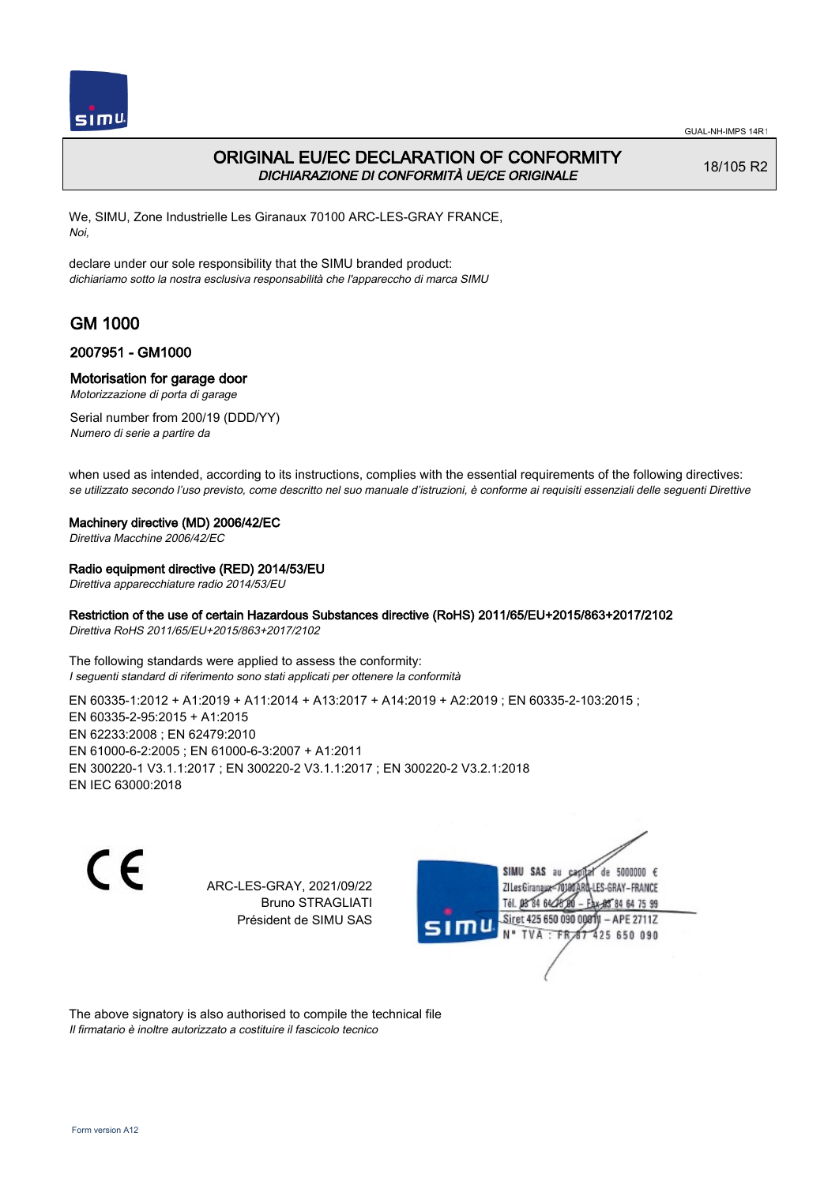GUAL-NH-IMPS 14R1

# ORIGINAL EU/EC DECLARATION OF CONFORMITY
*DICHIARAZIONE DI CONFORMITÀ UE/CE ORIGINALE*

18/105 R2

We, SIMU, Zone Industrielle Les Giranaux 70100 ARC-LES-GRAY FRANCE,
*Noi,*

declare under our sole responsibility that the SIMU branded product:
*dichiariamo sotto la nostra esclusiva responsabilità che l'apparecchio di marca SIMU*

## GM 1000

### 2007951 - GM1000

### Motorisation for garage door
*Motorizzazione di porta di garage*

Serial number from 200/19 (DDD/YY)
*Numero di serie a partire da*

when used as intended, according to its instructions, complies with the essential requirements of the following directives:
*se utilizzato secondo l'uso previsto, come descritto nel suo manuale d'istruzioni, è conforme ai requisiti essenziali delle seguenti Direttive*

**Machinery directive (MD) 2006/42/EC**
*Direttiva Macchine 2006/42/EC*

**Radio equipment directive (RED) 2014/53/EU**
*Direttiva apparecchiature radio 2014/53/EU*

**Restriction of the use of certain Hazardous Substances directive (RoHS) 2011/65/EU+2015/863+2017/2102**
*Direttiva RoHS 2011/65/EU+2015/863+2017/2102*

The following standards were applied to assess the conformity:
*I seguenti standard di riferimento sono stati applicati per ottenere la conformità*

EN 60335-1:2012 + A1:2019 + A11:2014 + A13:2017 + A14:2019 + A2:2019 ; EN 60335-2-103:2015 ;
EN 60335-2-95:2015 + A1:2015
EN 62233:2008 ; EN 62479:2010
EN 61000-6-2:2005 ; EN 61000-6-3:2007 + A1:2011
EN 300220-1 V3.1.1:2017 ; EN 300220-2 V3.1.1:2017 ; EN 300220-2 V3.2.1:2018
EN IEC 63000:2018

CE

ARC-LES-GRAY, 2021/09/22
Bruno STRAGLIATI
Président de SIMU SAS

SIMU SAS au capital de 5000000 €
ZI Les Giranaux 70100 ARC-LES-GRAY-FRANCE
Tél. 03 84 64 75 00 – Fax 03 84 64 75 99
Siret 425 650 090 00011 – APE 2711Z
N° TVA : FR 87 425 650 090

The above signatory is also authorised to compile the technical file
*Il firmatario è inoltre autorizzato a costituire il fascicolo tecnico*

Form version A12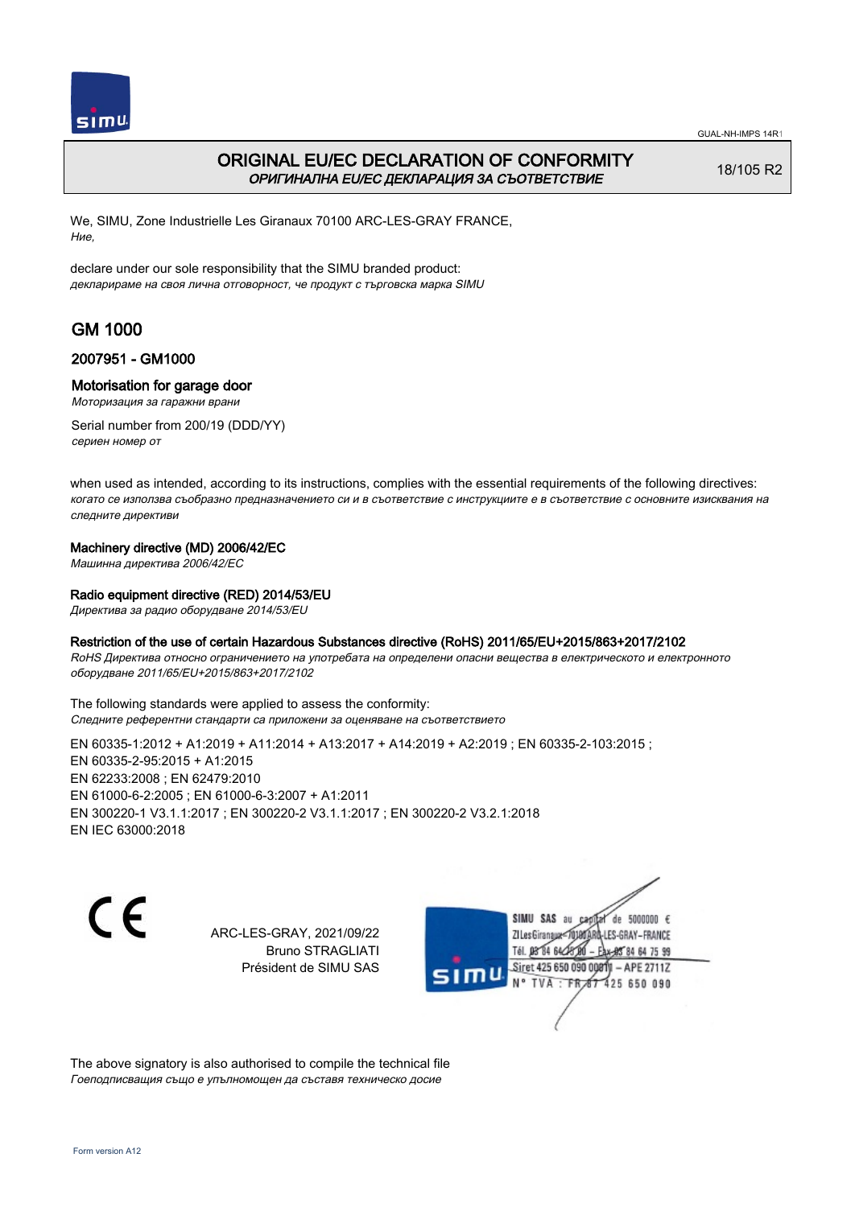# ORIGINAL EU/EC DECLARATION OF CONFORMITY

*ОРИГИНАЛНА EU/EC ДЕКЛАРАЦИЯ ЗА СЪОТВЕТСТВИЕ*

18/105 R2

We, SIMU, Zone Industrielle Les Giranaux 70100 ARC-LES-GRAY FRANCE,
*Ние,*

declare under our sole responsibility that the SIMU branded product:
*декларираме на своя лична отговорност, че продукт с търговска марка SIMU*

## GM 1000

### 2007951 - GM1000

### Motorisation for garage door

*Моторизация за гаражни врани*

Serial number from 200/19 (DDD/YY)
*сериен номер от*

when used as intended, according to its instructions, complies with the essential requirements of the following directives:
*когато се използва съобразно предназначението си и в съответствие с инструкциите е в съответствие с основните изисквания на следните директиви*

**Machinery directive (MD) 2006/42/EC**
*Машинна директива 2006/42/EC*

**Radio equipment directive (RED) 2014/53/EU**
*Директива за радио оборудване 2014/53/EU*

**Restriction of the use of certain Hazardous Substances directive (RoHS) 2011/65/EU+2015/863+2017/2102**
*RoHS Директива относно ограничението на употребата на определени опасни вещества в електрическото и електронното оборудване 2011/65/EU+2015/863+2017/2102*

The following standards were applied to assess the conformity:
*Следните референтни стандарти са приложени за оценяване на съответствието*

EN 60335-1:2012 + A1:2019 + A11:2014 + A13:2017 + A14:2019 + A2:2019 ; EN 60335-2-103:2015 ;
EN 60335-2-95:2015 + A1:2015
EN 62233:2008 ; EN 62479:2010
EN 61000-6-2:2005 ; EN 61000-6-3:2007 + A1:2011
EN 300220-1 V3.1.1:2017 ; EN 300220-2 V3.1.1:2017 ; EN 300220-2 V3.2.1:2018
EN IEC 63000:2018

CE

ARC-LES-GRAY, 2021/09/22
Bruno STRAGLIATI
Président de SIMU SAS

SIMU SAS au capital de 5000000 €
ZI Les Giranaux 70100 ARC-LES-GRAY-FRANCE
Tél. 03 84 64 75 00 – Fax 03 84 64 75 99
Siret 425 650 090 00011 – APE 2711Z
N° TVA : FR 67 425 650 090

The above signatory is also authorised to compile the technical file
*Гоеподписващия също е упълномощен да съставя техническо досие*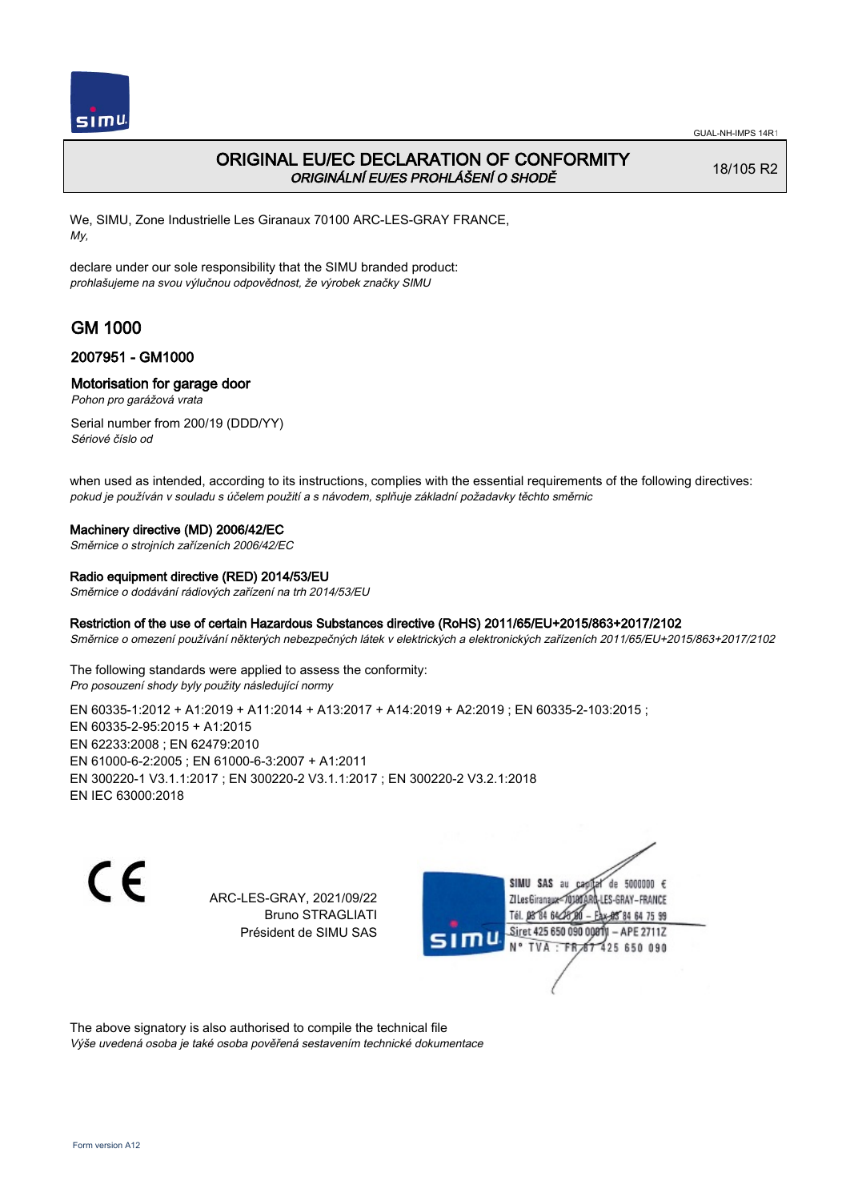# ORIGINAL EU/EC DECLARATION OF CONFORMITY
*ORIGINÁLNÍ EU/ES PROHLÁŠENÍ O SHODĚ*

18/105 R2

We, SIMU, Zone Industrielle Les Giranaux 70100 ARC-LES-GRAY FRANCE,
*My,*

declare under our sole responsibility that the SIMU branded product:
*prohlašujeme na svou výlučnou odpovědnost, že výrobek značky SIMU*

## GM 1000

### 2007951 - GM1000

### Motorisation for garage door
*Pohon pro garážová vrata*

Serial number from 200/19 (DDD/YY)
*Sériové číslo od*

when used as intended, according to its instructions, complies with the essential requirements of the following directives:
*pokud je používán v souladu s účelem použití a s návodem, splňuje základní požadavky těchto směrnic*

**Machinery directive (MD) 2006/42/EC**
*Směrnice o strojních zařízeních 2006/42/EC*

**Radio equipment directive (RED) 2014/53/EU**
*Směrnice o dodávání rádiových zařízení na trh 2014/53/EU*

**Restriction of the use of certain Hazardous Substances directive (RoHS) 2011/65/EU+2015/863+2017/2102**
*Směrnice o omezení používání některých nebezpečných látek v elektrických a elektronických zařízeních 2011/65/EU+2015/863+2017/2102*

The following standards were applied to assess the conformity:
*Pro posouzení shody byly použity následující normy*

EN 60335-1:2012 + A1:2019 + A11:2014 + A13:2017 + A14:2019 + A2:2019 ; EN 60335-2-103:2015 ;
EN 60335-2-95:2015 + A1:2015
EN 62233:2008 ; EN 62479:2010
EN 61000-6-2:2005 ; EN 61000-6-3:2007 + A1:2011
EN 300220-1 V3.1.1:2017 ; EN 300220-2 V3.1.1:2017 ; EN 300220-2 V3.2.1:2018
EN IEC 63000:2018

CE

ARC-LES-GRAY, 2021/09/22
Bruno STRAGLIATI
Président de SIMU SAS

SIMU SAS au capital de 5000000 €
ZI Les Giranaux 70100 ARC-LES-GRAY-FRANCE
Tél. 03 84 64 75 00 – Fax 03 84 64 75 99
Siret 425 650 090 00011 – APE 2711Z
N° TVA : FR 67 425 650 090

The above signatory is also authorised to compile the technical file
*Výše uvedená osoba je také osoba pověřená sestavením technické dokumentace*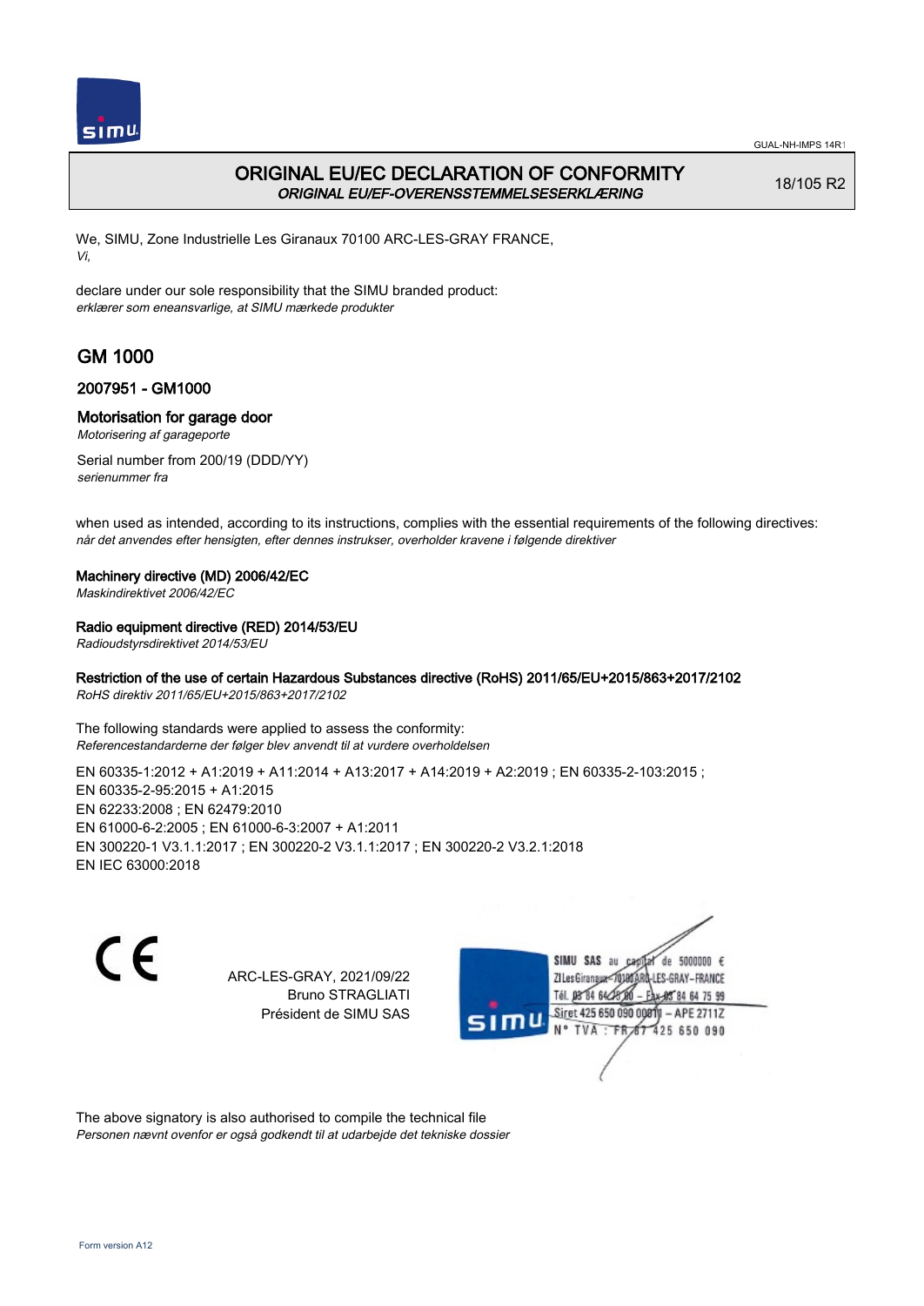GUAL-NH-IMPS 14R1

# ORIGINAL EU/EC DECLARATION OF CONFORMITY

*ORIGINAL EU/EF-OVERENSSTEMMELSESERKLÆRING*

18/105 R2

We, SIMU, Zone Industrielle Les Giranaux 70100 ARC-LES-GRAY FRANCE,
*Vi,*

declare under our sole responsibility that the SIMU branded product:
*erklærer som eneansvarlige, at SIMU mærkede produkter*

## GM 1000

### 2007951 - GM1000

### Motorisation for garage door

*Motorisering af garageporte*

Serial number from 200/19 (DDD/YY)
*serienummer fra*

when used as intended, according to its instructions, complies with the essential requirements of the following directives:
*når det anvendes efter hensigten, efter dennes instrukser, overholder kravene i følgende direktiver*

**Machinery directive (MD) 2006/42/EC**
*Maskindirektivet 2006/42/EC*

**Radio equipment directive (RED) 2014/53/EU**
*Radioudstyrsdirektivet 2014/53/EU*

**Restriction of the use of certain Hazardous Substances directive (RoHS) 2011/65/EU+2015/863+2017/2102**
*RoHS direktiv 2011/65/EU+2015/863+2017/2102*

The following standards were applied to assess the conformity:
*Referencestandarderne der følger blev anvendt til at vurdere overholdelsen*

EN 60335-1:2012 + A1:2019 + A11:2014 + A13:2017 + A14:2019 + A2:2019 ; EN 60335-2-103:2015 ;
EN 60335-2-95:2015 + A1:2015
EN 62233:2008 ; EN 62479:2010
EN 61000-6-2:2005 ; EN 61000-6-3:2007 + A1:2011
EN 300220-1 V3.1.1:2017 ; EN 300220-2 V3.1.1:2017 ; EN 300220-2 V3.2.1:2018
EN IEC 63000:2018

CE

ARC-LES-GRAY, 2021/09/22
Bruno STRAGLIATI
Président de SIMU SAS

SIMU SAS au capital de 5000000 €
ZI Les Giranaux 70100 ARC-LES-GRAY-FRANCE
Tél. 03 84 64 78 00 – Fax 03 84 64 75 99
Siret 425 650 090 00011 – APE 2711Z
N° TVA : FR 67 425 650 090

The above signatory is also authorised to compile the technical file
*Personen nævnt ovenfor er også godkendt til at udarbejde det tekniske dossier*

Form version A12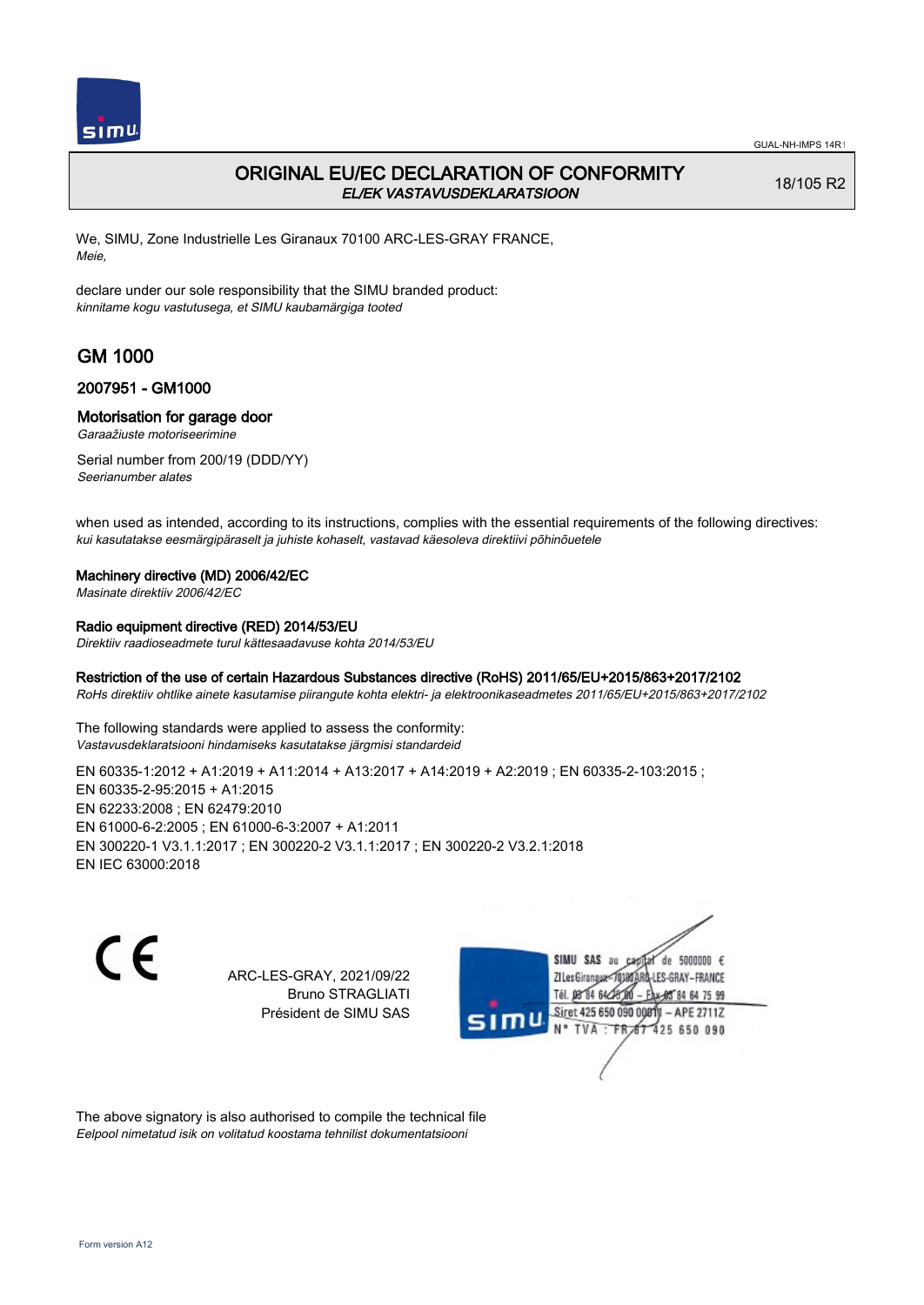# ORIGINAL EU/EC DECLARATION OF CONFORMITY

*EL/EK VASTAVUSDEKLARATSIOON*

18/105 R2

We, SIMU, Zone Industrielle Les Giranaux 70100 ARC-LES-GRAY FRANCE,
*Meie,*

declare under our sole responsibility that the SIMU branded product:
*kinnitame kogu vastutusega, et SIMU kaubamärgiga tooted*

## GM 1000

### 2007951 - GM1000

### Motorisation for garage door

*Garaažiuste motoriseerimine*

Serial number from 200/19 (DDD/YY)
*Seerianumber alates*

when used as intended, according to its instructions, complies with the essential requirements of the following directives:
*kui kasutatakse eesmärgipäraselt ja juhiste kohaselt, vastavad käesoleva direktiivi põhinõuetele*

**Machinery directive (MD) 2006/42/EC**
*Masinate direktiiv 2006/42/EC*

**Radio equipment directive (RED) 2014/53/EU**
*Direktiiv raadioseadmete turul kättesaadavuse kohta 2014/53/EU*

**Restriction of the use of certain Hazardous Substances directive (RoHS) 2011/65/EU+2015/863+2017/2102**
*RoHs direktiiv ohtlike ainete kasutamise piirangute kohta elektri- ja elektroonikaseadmetes 2011/65/EU+2015/863+2017/2102*

The following standards were applied to assess the conformity:
*Vastavusdeklaratsiooni hindamiseks kasutatakse järgmisi standardeid*

EN 60335-1:2012 + A1:2019 + A11:2014 + A13:2017 + A14:2019 + A2:2019 ; EN 60335-2-103:2015 ;
EN 60335-2-95:2015 + A1:2015
EN 62233:2008 ; EN 62479:2010
EN 61000-6-2:2005 ; EN 61000-6-3:2007 + A1:2011
EN 300220-1 V3.1.1:2017 ; EN 300220-2 V3.1.1:2017 ; EN 300220-2 V3.2.1:2018
EN IEC 63000:2018

CE

ARC-LES-GRAY, 2021/09/22
Bruno STRAGLIATI
Président de SIMU SAS

SIMU SAS au capital de 5000000 €
ZI Les Giranaux 70100 ARC-LES-GRAY-FRANCE
Tél. 03 84 64 75 00 – Fax 03 84 64 75 99
Siret 425 650 090 00011 – APE 2711Z
N° TVA : FR 67 425 650 090

The above signatory is also authorised to compile the technical file
*Eelpool nimetatud isik on volitatud koostama tehnilist dokumentatsiooni*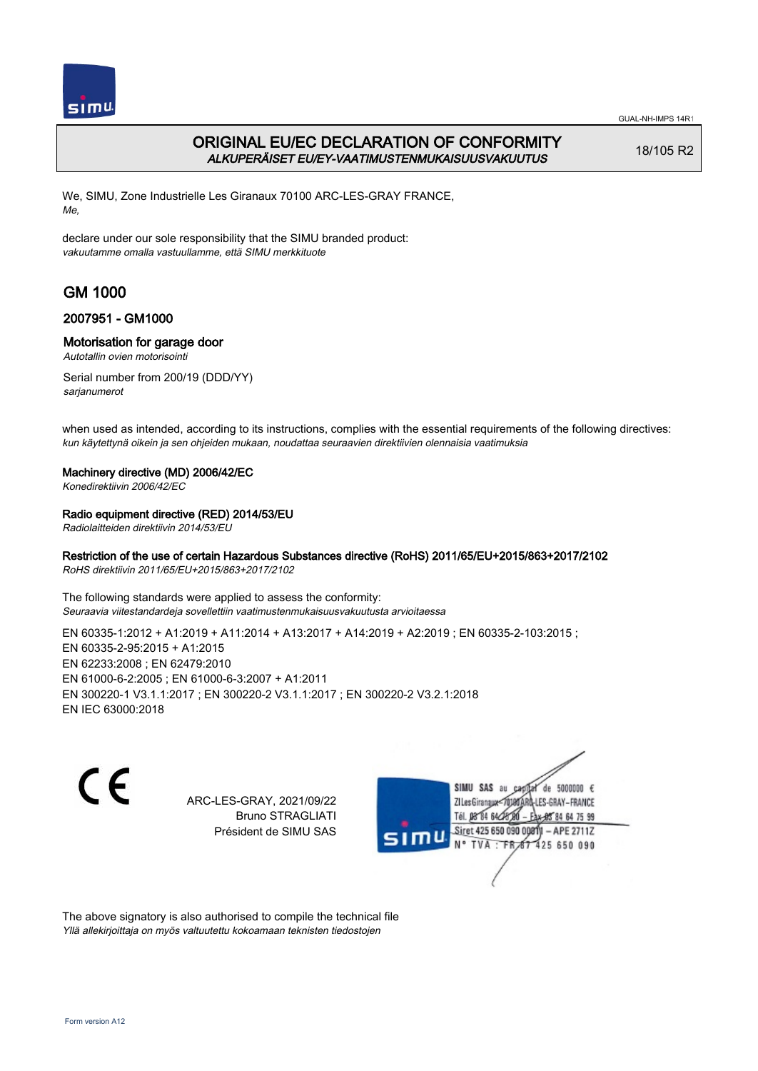# ORIGINAL EU/EC DECLARATION OF CONFORMITY
*ALKUPERÄISET EU/EY-VAATIMUSTENMUKAISUUSVAKUUTUS*

18/105 R2

We, SIMU, Zone Industrielle Les Giranaux 70100 ARC-LES-GRAY FRANCE,
*Me,*

declare under our sole responsibility that the SIMU branded product:
*vakuutamme omalla vastuullamme, että SIMU merkkituote*

## GM 1000

### 2007951 - GM1000

### Motorisation for garage door
*Autotallin ovien motorisointi*

Serial number from 200/19 (DDD/YY)
*sarjanumerot*

when used as intended, according to its instructions, complies with the essential requirements of the following directives:
*kun käytettynä oikein ja sen ohjeiden mukaan, noudattaa seuraavien direktiivien olennaisia vaatimuksia*

**Machinery directive (MD) 2006/42/EC**
*Konedirektiivin 2006/42/EC*

**Radio equipment directive (RED) 2014/53/EU**
*Radiolaitteiden direktiivin 2014/53/EU*

**Restriction of the use of certain Hazardous Substances directive (RoHS) 2011/65/EU+2015/863+2017/2102**
*RoHS direktiivin 2011/65/EU+2015/863+2017/2102*

The following standards were applied to assess the conformity:
*Seuraavia viitestandardeja sovellettiin vaatimustenmukaisuusvakuutusta arvioitaessa*

EN 60335-1:2012 + A1:2019 + A11:2014 + A13:2017 + A14:2019 + A2:2019 ; EN 60335-2-103:2015 ;
EN 60335-2-95:2015 + A1:2015
EN 62233:2008 ; EN 62479:2010
EN 61000-6-2:2005 ; EN 61000-6-3:2007 + A1:2011
EN 300220-1 V3.1.1:2017 ; EN 300220-2 V3.1.1:2017 ; EN 300220-2 V3.2.1:2018
EN IEC 63000:2018

CE

ARC-LES-GRAY, 2021/09/22
Bruno STRAGLIATI
Président de SIMU SAS

SIMU SAS au capital de 5000000 €
ZI Les Giranaux 70100 ARC-LES-GRAY-FRANCE
Tél. 03 84 64 75 00 – Fax 03 84 64 75 99
Siret 425 650 090 00011 – APE 2711Z
N° TVA : FR 67 425 650 090

The above signatory is also authorised to compile the technical file
*Yllä allekirjoittaja on myös valtuutettu kokoamaan teknisten tiedostojen*

Form version A12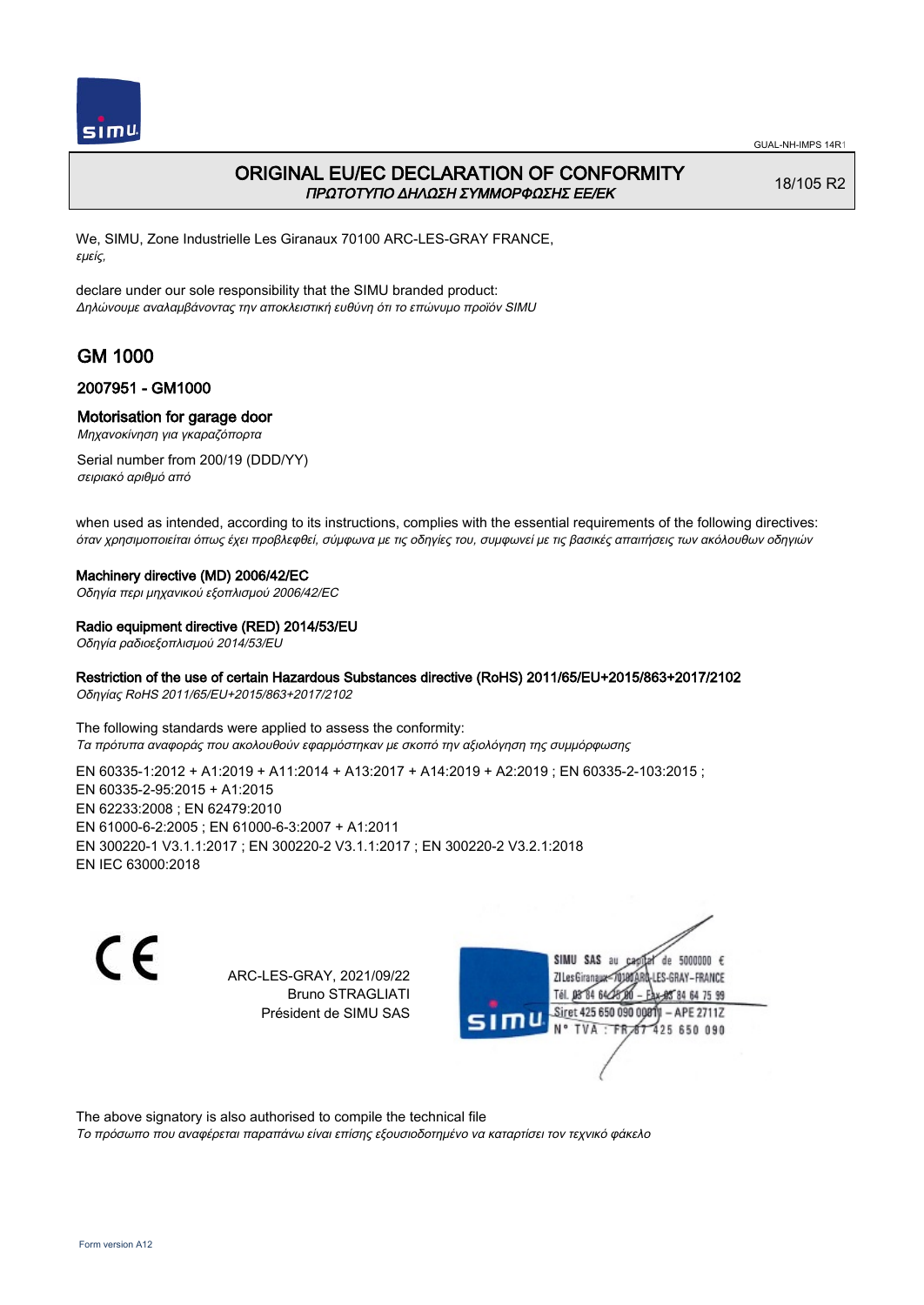# ORIGINAL EU/EC DECLARATION OF CONFORMITY
*ΠΡΩΤΟΤΥΠΟ ΔΗΛΩΣΗ ΣΥΜΜΟΡΦΩΣΗΣ ΕΕ/ΕΚ*

18/105 R2

We, SIMU, Zone Industrielle Les Giranaux 70100 ARC-LES-GRAY FRANCE,
*εμείς,*

declare under our sole responsibility that the SIMU branded product:
*Δηλώνουμε αναλαμβάνοντας την αποκλειστική ευθύνη ότι το επώνυμο προϊόν SIMU*

## GM 1000

### 2007951 - GM1000

### Motorisation for garage door
*Μηχανοκίνηση για γκαραζόπορτα*

Serial number from 200/19 (DDD/YY)
*σειριακό αριθμό από*

when used as intended, according to its instructions, complies with the essential requirements of the following directives:
*όταν χρησιμοποιείται όπως έχει προβλεφθεί, σύμφωνα με τις οδηγίες του, συμφωνεί με τις βασικές απαιτήσεις των ακόλουθων οδηγιών*

**Machinery directive (MD) 2006/42/EC**
*Οδηγία περι μηχανικού εξοπλισμού 2006/42/EC*

**Radio equipment directive (RED) 2014/53/EU**
*Οδηγία ραδιοεξοπλισμού 2014/53/EU*

**Restriction of the use of certain Hazardous Substances directive (RoHS) 2011/65/EU+2015/863+2017/2102**
*Οδηγίας RoHS 2011/65/EU+2015/863+2017/2102*

The following standards were applied to assess the conformity:
*Τα πρότυπα αναφοράς που ακολουθούν εφαρμόστηκαν με σκοπό την αξιολόγηση της συμμόρφωσης*

EN 60335-1:2012 + A1:2019 + A11:2014 + A13:2017 + A14:2019 + A2:2019 ; EN 60335-2-103:2015 ;
EN 60335-2-95:2015 + A1:2015
EN 62233:2008 ; EN 62479:2010
EN 61000-6-2:2005 ; EN 61000-6-3:2007 + A1:2011
EN 300220-1 V3.1.1:2017 ; EN 300220-2 V3.1.1:2017 ; EN 300220-2 V3.2.1:2018
EN IEC 63000:2018

ARC-LES-GRAY, 2021/09/22
Bruno STRAGLIATI
Président de SIMU SAS

SIMU SAS au capital de 5000000 €
ZI Les Giranaux 70100 ARC-LES-GRAY-FRANCE
Tél. 03 84 64 28 00 – Fax 03 84 64 75 99
Siret 425 650 090 00011 – APE 2711Z
N° TVA : FR 67 425 650 090

The above signatory is also authorised to compile the technical file
*Το πρόσωπο που αναφέρεται παραπάνω είναι επίσης εξουσιοδοτημένο να καταρτίσει τον τεχνικό φάκελο*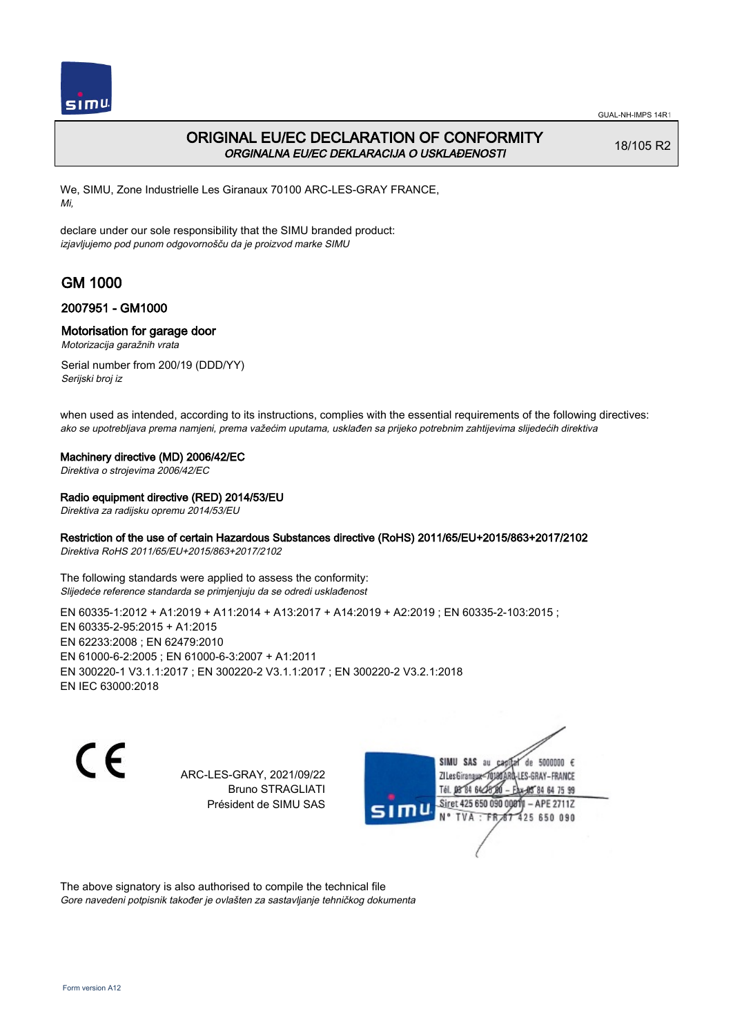GUAL-NH-IMPS 14R1

# ORIGINAL EU/EC DECLARATION OF CONFORMITY

*ORGINALNA EU/EC DEKLARACIJA O USKLAĐENOSTI*

18/105 R2

We, SIMU, Zone Industrielle Les Giranaux 70100 ARC-LES-GRAY FRANCE,
*Mi,*

declare under our sole responsibility that the SIMU branded product:
*izjavljujemo pod punom odgovornošču da je proizvod marke SIMU*

## GM 1000

### 2007951 - GM1000

### Motorisation for garage door

*Motorizacija garažnih vrata*

Serial number from 200/19 (DDD/YY)
*Serijski broj iz*

when used as intended, according to its instructions, complies with the essential requirements of the following directives:
*ako se upotrebljava prema namjeni, prema važećim uputama, usklađen sa prijeko potrebnim zahtijevima slijedećih direktiva*

**Machinery directive (MD) 2006/42/EC**
*Direktiva o strojevima 2006/42/EC*

**Radio equipment directive (RED) 2014/53/EU**
*Direktiva za radijsku opremu 2014/53/EU*

**Restriction of the use of certain Hazardous Substances directive (RoHS) 2011/65/EU+2015/863+2017/2102**
*Direktiva RoHS 2011/65/EU+2015/863+2017/2102*

The following standards were applied to assess the conformity:
*Slijedeće reference standarda se primjenjuju da se odredi usklađenost*

EN 60335-1:2012 + A1:2019 + A11:2014 + A13:2017 + A14:2019 + A2:2019 ; EN 60335-2-103:2015 ;
EN 60335-2-95:2015 + A1:2015
EN 62233:2008 ; EN 62479:2010
EN 61000-6-2:2005 ; EN 61000-6-3:2007 + A1:2011
EN 300220-1 V3.1.1:2017 ; EN 300220-2 V3.1.1:2017 ; EN 300220-2 V3.2.1:2018
EN IEC 63000:2018

CE

ARC-LES-GRAY, 2021/09/22
Bruno STRAGLIATI
Président de SIMU SAS

SIMU SAS au capital de 5000000 €
ZI Les Giranaux 70100 ARC-LES-GRAY-FRANCE
Tél. 03 84 64 75 00 – Fax 03 84 64 75 99
Siret 425 650 090 00011 – APE 2711Z
N° TVA : FR 67 425 650 090

The above signatory is also authorised to compile the technical file
*Gore navedeni potpisnik također je ovlašten za sastavljanje tehničkog dokumenta*

Form version A12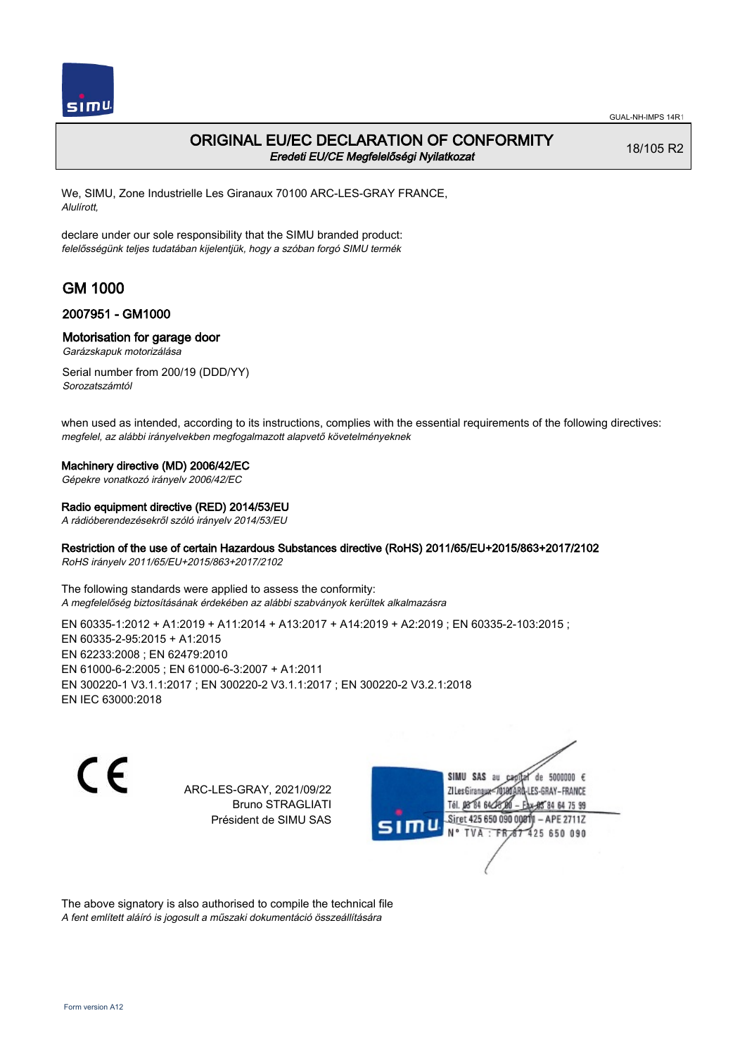# ORIGINAL EU/EC DECLARATION OF CONFORMITY

*Eredeti EU/CE Megfelelőségi Nyilatkozat*

18/105 R2

We, SIMU, Zone Industrielle Les Giranaux 70100 ARC-LES-GRAY FRANCE,
*Alulírott,*

declare under our sole responsibility that the SIMU branded product:
*felelősségünk teljes tudatában kijelentjük, hogy a szóban forgó SIMU termék*

## GM 1000

### 2007951 - GM1000

### Motorisation for garage door

*Garázskapuk motorizálása*

Serial number from 200/19 (DDD/YY)
*Sorozatszámtól*

when used as intended, according to its instructions, complies with the essential requirements of the following directives:
*megfelel, az alábbi irányelvekben megfogalmazott alapvető követelményeknek*

**Machinery directive (MD) 2006/42/EC**
*Gépekre vonatkozó irányelv 2006/42/EC*

**Radio equipment directive (RED) 2014/53/EU**
*A rádióberendezésekről szóló irányelv 2014/53/EU*

**Restriction of the use of certain Hazardous Substances directive (RoHS) 2011/65/EU+2015/863+2017/2102**
*RoHS irányelv 2011/65/EU+2015/863+2017/2102*

The following standards were applied to assess the conformity:
*A megfelelőség biztosításának érdekében az alábbi szabványok kerültek alkalmazásra*

EN 60335-1:2012 + A1:2019 + A11:2014 + A13:2017 + A14:2019 + A2:2019 ; EN 60335-2-103:2015 ;
EN 60335-2-95:2015 + A1:2015
EN 62233:2008 ; EN 62479:2010
EN 61000-6-2:2005 ; EN 61000-6-3:2007 + A1:2011
EN 300220-1 V3.1.1:2017 ; EN 300220-2 V3.1.1:2017 ; EN 300220-2 V3.2.1:2018
EN IEC 63000:2018

ARC-LES-GRAY, 2021/09/22
Bruno STRAGLIATI
Président de SIMU SAS

SIMU SAS au capital de 5000000 €
ZI Les Giranaux 70100 ARC-LES-GRAY-FRANCE
Tél. 03 84 64 78 00 – Fax 03 84 64 75 99
Siret 425 650 090 00011 – APE 2711Z
N° TVA : FR 67 425 650 090

The above signatory is also authorised to compile the technical file
*A fent említett aláíró is jogosult a műszaki dokumentáció összeállítására*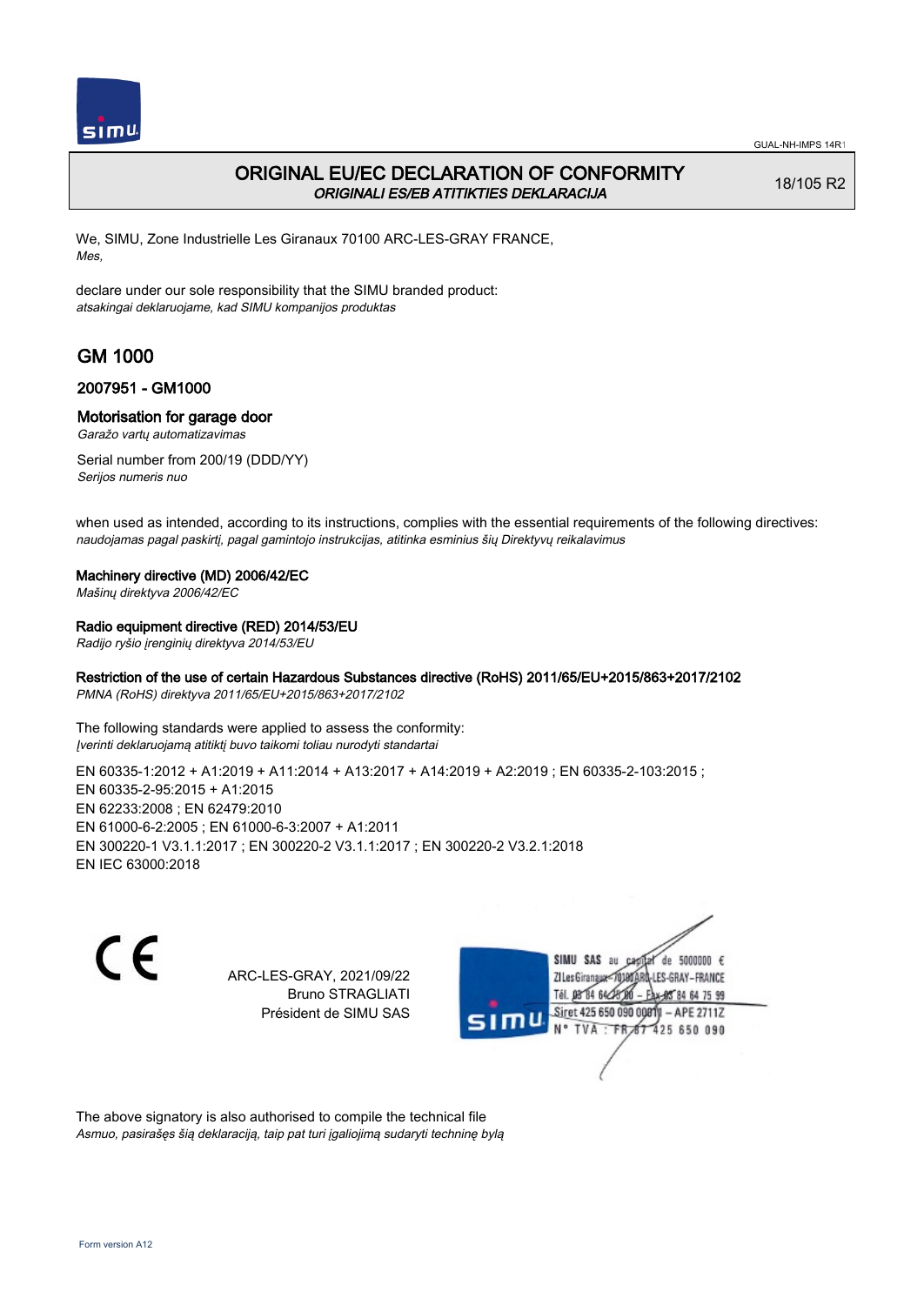# ORIGINAL EU/EC DECLARATION OF CONFORMITY
*ORIGINALI ES/EB ATITIKTIES DEKLARACIJA*

18/105 R2

We, SIMU, Zone Industrielle Les Giranaux 70100 ARC-LES-GRAY FRANCE,
*Mes,*

declare under our sole responsibility that the SIMU branded product:
*atsakingai deklaruojame, kad SIMU kompanijos produktas*

## GM 1000

### 2007951 - GM1000

### Motorisation for garage door
*Garažo vartų automatizavimas*

Serial number from 200/19 (DDD/YY)
*Serijos numeris nuo*

when used as intended, according to its instructions, complies with the essential requirements of the following directives:
*naudojamas pagal paskirtį, pagal gamintojo instrukcijas, atitinka esminius šių Direktyvų reikalavimus*

**Machinery directive (MD) 2006/42/EC**
*Mašinų direktyva 2006/42/EC*

**Radio equipment directive (RED) 2014/53/EU**
*Radijo ryšio įrenginių direktyva 2014/53/EU*

**Restriction of the use of certain Hazardous Substances directive (RoHS) 2011/65/EU+2015/863+2017/2102**
*PMNA (RoHS) direktyva 2011/65/EU+2015/863+2017/2102*

The following standards were applied to assess the conformity:
*Įverinti deklaruojamą atitiktį buvo taikomi toliau nurodyti standartai*

EN 60335-1:2012 + A1:2019 + A11:2014 + A13:2017 + A14:2019 + A2:2019 ; EN 60335-2-103:2015 ;
EN 60335-2-95:2015 + A1:2015
EN 62233:2008 ; EN 62479:2010
EN 61000-6-2:2005 ; EN 61000-6-3:2007 + A1:2011
EN 300220-1 V3.1.1:2017 ; EN 300220-2 V3.1.1:2017 ; EN 300220-2 V3.2.1:2018
EN IEC 63000:2018

ARC-LES-GRAY, 2021/09/22
Bruno STRAGLIATI
Président de SIMU SAS

SIMU SAS au capital de 5000000 €
ZI Les Giranaux 70100 ARC-LES-GRAY-FRANCE
Tél. 03 84 64 75 00 – Fax 03 84 64 75 99
Siret 425 650 090 00011 – APE 2711Z
N° TVA : FR 67 425 650 090

The above signatory is also authorised to compile the technical file
*Asmuo, pasirašęs šią deklaraciją, taip pat turi įgaliojimą sudaryti techninę bylą*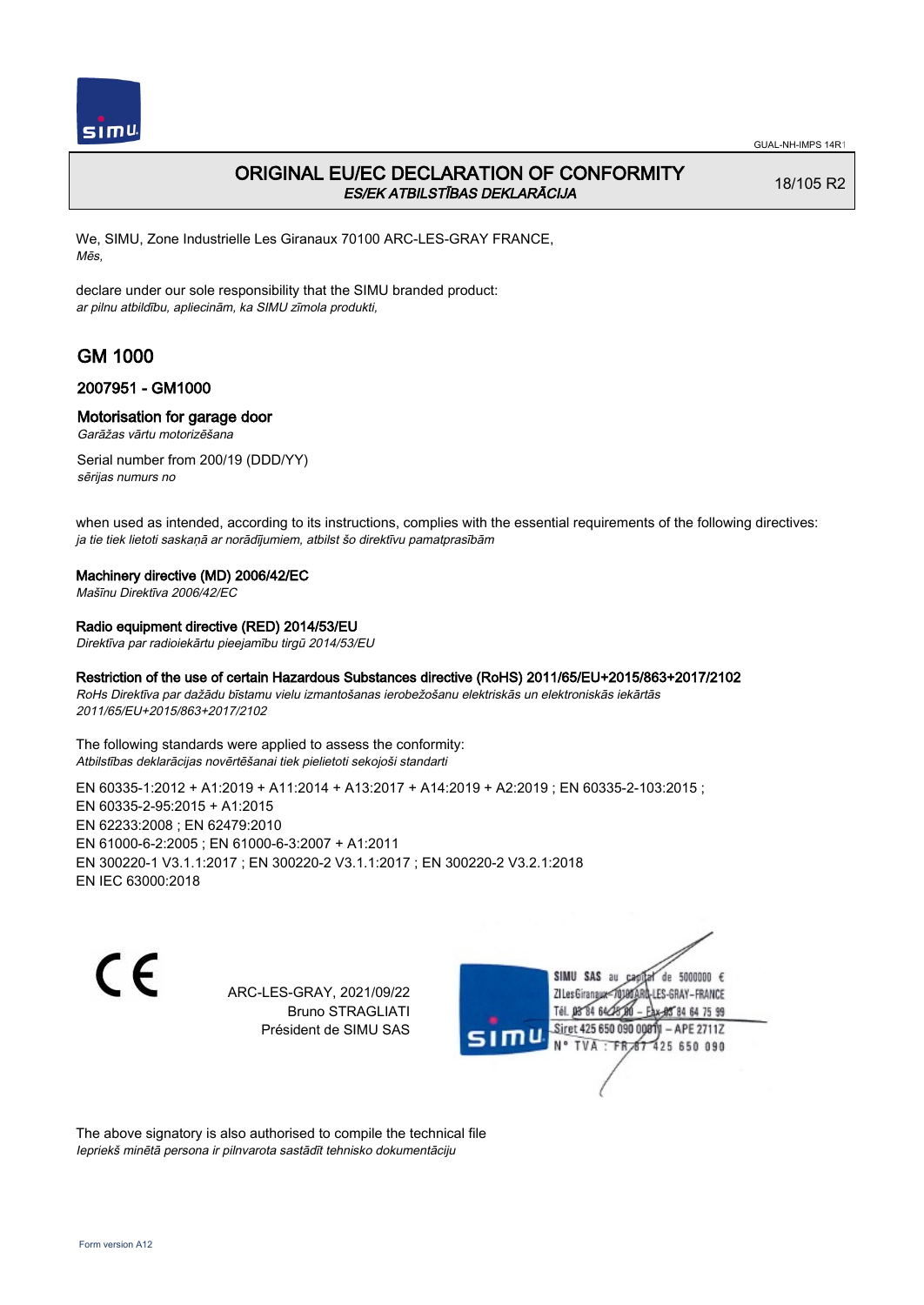GUAL-NH-IMPS 14R1

# ORIGINAL EU/EC DECLARATION OF CONFORMITY
*ES/EK ATBILSTĪBAS DEKLARĀCIJA*

18/105 R2

We, SIMU, Zone Industrielle Les Giranaux 70100 ARC-LES-GRAY FRANCE,
*Mēs,*

declare under our sole responsibility that the SIMU branded product:
*ar pilnu atbildību, apliecinām, ka SIMU zīmola produkti,*

## GM 1000

### 2007951 - GM1000

### Motorisation for garage door
*Garāžas vārtu motorizēšana*

Serial number from 200/19 (DDD/YY)
*sērijas numurs no*

when used as intended, according to its instructions, complies with the essential requirements of the following directives:
*ja tie tiek lietoti saskaņā ar norādījumiem, atbilst šo direktīvu pamatprasībām*

**Machinery directive (MD) 2006/42/EC**
*Mašīnu Direktīva 2006/42/EC*

**Radio equipment directive (RED) 2014/53/EU**
*Direktīva par radioiekārtu pieejamību tirgū 2014/53/EU*

**Restriction of the use of certain Hazardous Substances directive (RoHS) 2011/65/EU+2015/863+2017/2102**
*RoHs Direktīva par dažādu bīstamu vielu izmantošanas ierobežošanu elektriskās un elektroniskās iekārtās 2011/65/EU+2015/863+2017/2102*

The following standards were applied to assess the conformity:
*Atbilstības deklarācijas novērtēšanai tiek pielietoti sekojoši standarti*

EN 60335-1:2012 + A1:2019 + A11:2014 + A13:2017 + A14:2019 + A2:2019 ; EN 60335-2-103:2015 ;
EN 60335-2-95:2015 + A1:2015
EN 62233:2008 ; EN 62479:2010
EN 61000-6-2:2005 ; EN 61000-6-3:2007 + A1:2011
EN 300220-1 V3.1.1:2017 ; EN 300220-2 V3.1.1:2017 ; EN 300220-2 V3.2.1:2018
EN IEC 63000:2018

CE

ARC-LES-GRAY, 2021/09/22
Bruno STRAGLIATI
Président de SIMU SAS

SIMU SAS au capital de 5000000 €
ZI Les Giranaux 70100 ARC-LES-GRAY-FRANCE
Tél. 03 84 64 75 00 – Fax 03 84 64 75 99
Siret 425 650 090 00011 – APE 2711Z
N° TVA : FR 87 425 650 090

The above signatory is also authorised to compile the technical file
*Iepriekš minētā persona ir pilnvarota sastādīt tehnisko dokumentāciju*

Form version A12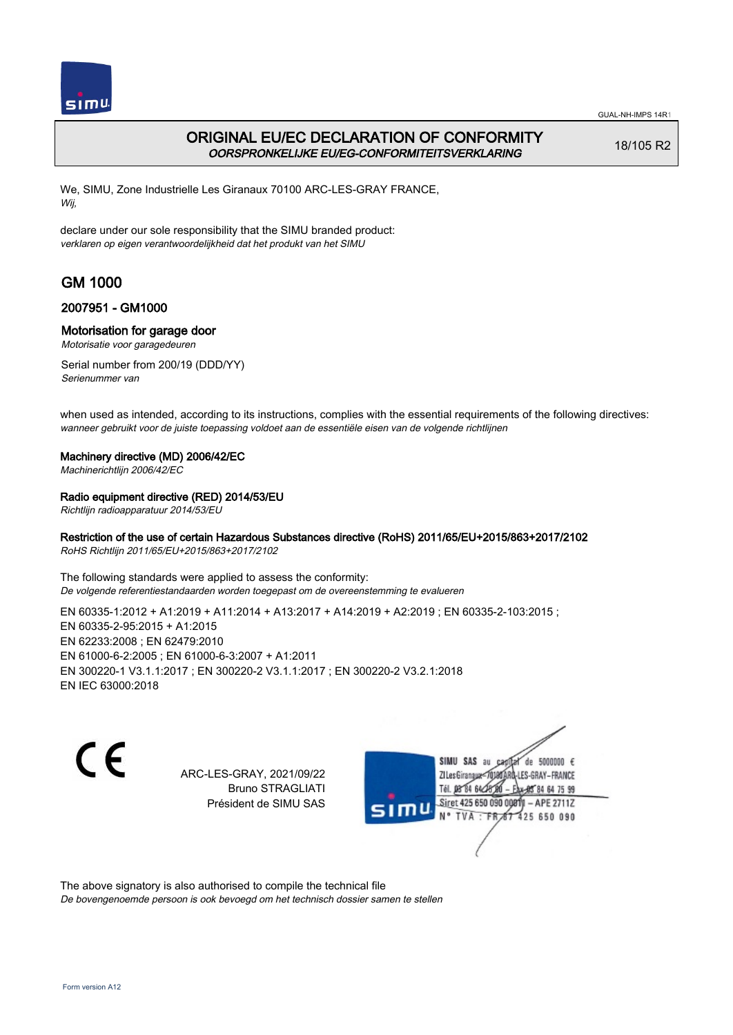GUAL-NH-IMPS 14R1

# ORIGINAL EU/EC DECLARATION OF CONFORMITY
*OORSPRONKELIJKE EU/EG-CONFORMITEITSVERKLARING*

18/105 R2

We, SIMU, Zone Industrielle Les Giranaux 70100 ARC-LES-GRAY FRANCE,
*Wij,*

declare under our sole responsibility that the SIMU branded product:
*verklaren op eigen verantwoordelijkheid dat het produkt van het SIMU*

## GM 1000

### 2007951 - GM1000

### Motorisation for garage door
*Motorisatie voor garagedeuren*

Serial number from 200/19 (DDD/YY)
*Serienummer van*

when used as intended, according to its instructions, complies with the essential requirements of the following directives:
*wanneer gebruikt voor de juiste toepassing voldoet aan de essentiële eisen van de volgende richtlijnen*

**Machinery directive (MD) 2006/42/EC**
*Machinerichtlijn 2006/42/EC*

**Radio equipment directive (RED) 2014/53/EU**
*Richtlijn radioapparatuur 2014/53/EU*

**Restriction of the use of certain Hazardous Substances directive (RoHS) 2011/65/EU+2015/863+2017/2102**
*RoHS Richtlijn 2011/65/EU+2015/863+2017/2102*

The following standards were applied to assess the conformity:
*De volgende referentiestandaarden worden toegepast om de overeenstemming te evalueren*

EN 60335-1:2012 + A1:2019 + A11:2014 + A13:2017 + A14:2019 + A2:2019 ; EN 60335-2-103:2015 ;
EN 60335-2-95:2015 + A1:2015
EN 62233:2008 ; EN 62479:2010
EN 61000-6-2:2005 ; EN 61000-6-3:2007 + A1:2011
EN 300220-1 V3.1.1:2017 ; EN 300220-2 V3.1.1:2017 ; EN 300220-2 V3.2.1:2018
EN IEC 63000:2018

CE

ARC-LES-GRAY, 2021/09/22
Bruno STRAGLIATI
Président de SIMU SAS

SIMU SAS au capital de 5000000 €
ZI Les Giranaux 70100 ARC-LES-GRAY-FRANCE
Tél. 03 84 64 75 00 – Fax 03 84 64 75 99
Siret 425 650 090 00011 – APE 2711Z
N° TVA : FR 67 425 650 090

The above signatory is also authorised to compile the technical file
*De bovengenoemde persoon is ook bevoegd om het technisch dossier samen te stellen*

Form version A12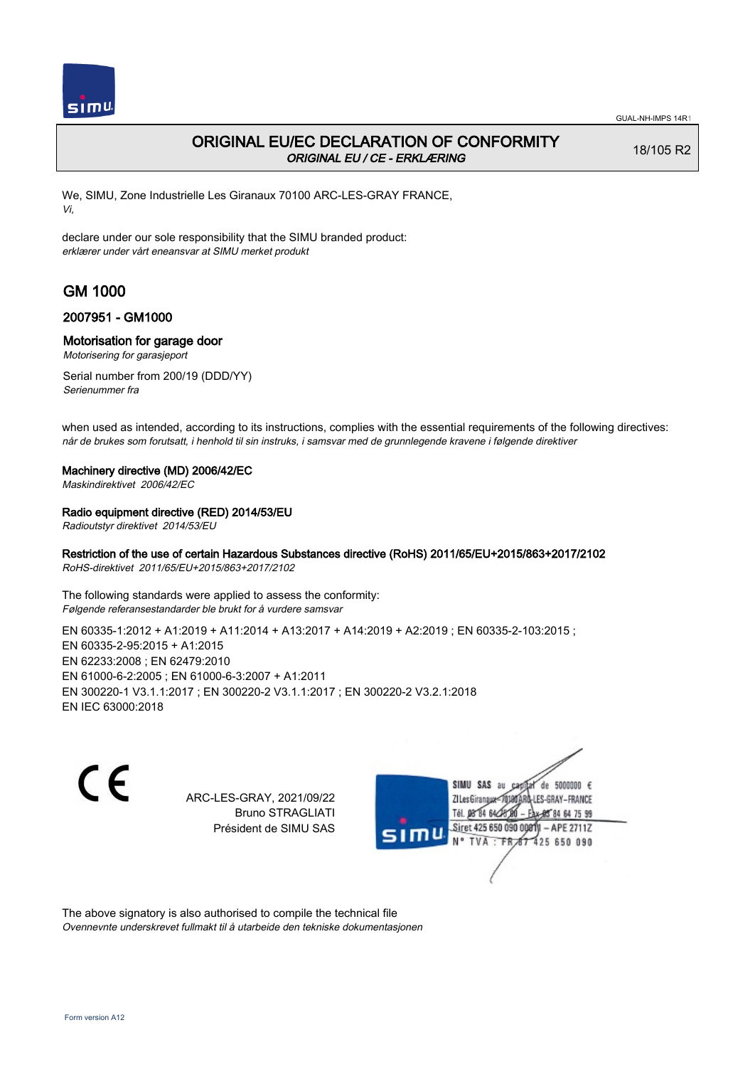# ORIGINAL EU/EC DECLARATION OF CONFORMITY

*ORIGINAL EU / CE - ERKLÆRING*

18/105 R2

We, SIMU, Zone Industrielle Les Giranaux 70100 ARC-LES-GRAY FRANCE,
*Vi,*

declare under our sole responsibility that the SIMU branded product:
*erklærer under vårt eneansvar at SIMU merket produkt*

## GM 1000

### 2007951 - GM1000

### Motorisation for garage door

*Motorisering for garasjeport*

Serial number from 200/19 (DDD/YY)
*Serienummer fra*

when used as intended, according to its instructions, complies with the essential requirements of the following directives:
*når de brukes som forutsatt, i henhold til sin instruks, i samsvar med de grunnlegende kravene i følgende direktiver*

**Machinery directive (MD) 2006/42/EC**
*Maskindirektivet 2006/42/EC*

**Radio equipment directive (RED) 2014/53/EU**
*Radioutstyr direktivet 2014/53/EU*

**Restriction of the use of certain Hazardous Substances directive (RoHS) 2011/65/EU+2015/863+2017/2102**
*RoHS-direktivet 2011/65/EU+2015/863+2017/2102*

The following standards were applied to assess the conformity:
*Følgende referansestandarder ble brukt for å vurdere samsvar*

EN 60335-1:2012 + A1:2019 + A11:2014 + A13:2017 + A14:2019 + A2:2019 ; EN 60335-2-103:2015 ;
EN 60335-2-95:2015 + A1:2015
EN 62233:2008 ; EN 62479:2010
EN 61000-6-2:2005 ; EN 61000-6-3:2007 + A1:2011
EN 300220-1 V3.1.1:2017 ; EN 300220-2 V3.1.1:2017 ; EN 300220-2 V3.2.1:2018
EN IEC 63000:2018

CE

ARC-LES-GRAY, 2021/09/22
Bruno STRAGLIATI
Président de SIMU SAS

SIMU SAS au capital de 5000000 €
ZI Les Giranaux 70100 ARC-LES-GRAY-FRANCE
Tél. 03 84 64 75 00 – Fax 03 84 64 75 99
Siret 425 650 090 00011 – APE 2711Z
N° TVA : FR 67 425 650 090

The above signatory is also authorised to compile the technical file
*Ovennevnte underskrevet fullmakt til å utarbeide den tekniske dokumentasjonen*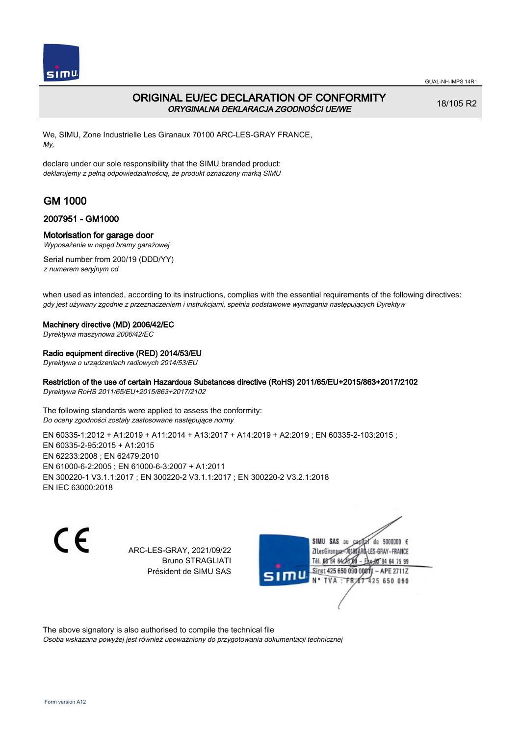# ORIGINAL EU/EC DECLARATION OF CONFORMITY
*ORYGINALNA DEKLARACJA ZGODNOŚCI UE/WE*

18/105 R2

We, SIMU, Zone Industrielle Les Giranaux 70100 ARC-LES-GRAY FRANCE,
*My,*

declare under our sole responsibility that the SIMU branded product:
*deklarujemy z pełną odpowiedzialnością, że produkt oznaczony marką SIMU*

## GM 1000

### 2007951 - GM1000

### Motorisation for garage door
*Wyposażenie w napęd bramy garażowej*

Serial number from 200/19 (DDD/YY)
*z numerem seryjnym od*

when used as intended, according to its instructions, complies with the essential requirements of the following directives:
*gdy jest używany zgodnie z przeznaczeniem i instrukcjami, spełnia podstawowe wymagania następujących Dyrektyw*

**Machinery directive (MD) 2006/42/EC**
*Dyrektywa maszynowa 2006/42/EC*

**Radio equipment directive (RED) 2014/53/EU**
*Dyrektywa o urządzeniach radiowych 2014/53/EU*

**Restriction of the use of certain Hazardous Substances directive (RoHS) 2011/65/EU+2015/863+2017/2102**
*Dyrektywa RoHS 2011/65/EU+2015/863+2017/2102*

The following standards were applied to assess the conformity:
*Do oceny zgodności zostały zastosowane następujące normy*

EN 60335-1:2012 + A1:2019 + A11:2014 + A13:2017 + A14:2019 + A2:2019 ; EN 60335-2-103:2015 ;
EN 60335-2-95:2015 + A1:2015
EN 62233:2008 ; EN 62479:2010
EN 61000-6-2:2005 ; EN 61000-6-3:2007 + A1:2011
EN 300220-1 V3.1.1:2017 ; EN 300220-2 V3.1.1:2017 ; EN 300220-2 V3.2.1:2018
EN IEC 63000:2018

ARC-LES-GRAY, 2021/09/22
Bruno STRAGLIATI
Président de SIMU SAS

SIMU SAS au capital de 5000000 €
ZI Les Giranaux 70100 ARC-LES-GRAY-FRANCE
Tél. 03 84 64 75 00 – Fax 03 84 64 75 99
Siret 425 650 090 00011 – APE 2711Z
N° TVA : FR 87 425 650 090

The above signatory is also authorised to compile the technical file
*Osoba wskazana powyżej jest również upoważniony do przygotowania dokumentacji technicznej*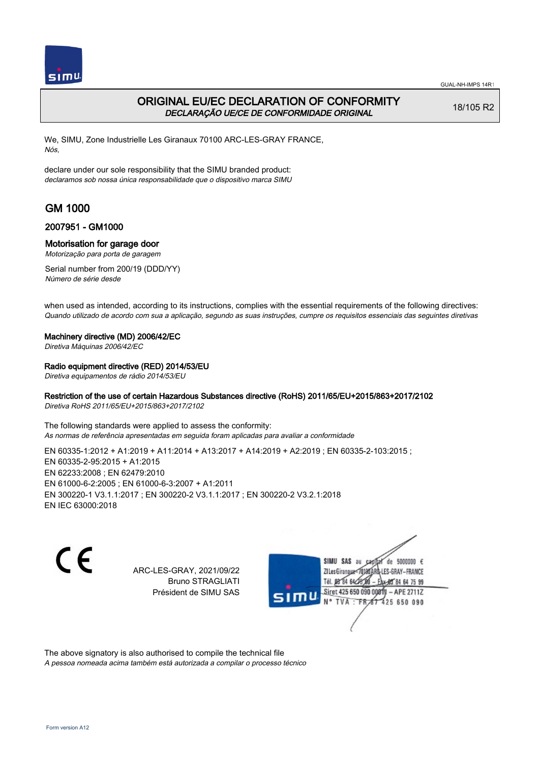# ORIGINAL EU/EC DECLARATION OF CONFORMITY
*DECLARAÇÃO UE/CE DE CONFORMIDADE ORIGINAL*

18/105 R2

We, SIMU, Zone Industrielle Les Giranaux 70100 ARC-LES-GRAY FRANCE,
*Nós,*

declare under our sole responsibility that the SIMU branded product:
*declaramos sob nossa única responsabilidade que o dispositivo marca SIMU*

## GM 1000

### 2007951 - GM1000

### Motorisation for garage door
*Motorização para porta de garagem*

Serial number from 200/19 (DDD/YY)
*Número de série desde*

when used as intended, according to its instructions, complies with the essential requirements of the following directives:
*Quando utilizado de acordo com sua a aplicação, segundo as suas instruções, cumpre os requisitos essenciais das seguintes diretivas*

**Machinery directive (MD) 2006/42/EC**
*Diretiva Máquinas 2006/42/EC*

**Radio equipment directive (RED) 2014/53/EU**
*Diretiva equipamentos de rádio 2014/53/EU*

**Restriction of the use of certain Hazardous Substances directive (RoHS) 2011/65/EU+2015/863+2017/2102**
*Diretiva RoHS 2011/65/EU+2015/863+2017/2102*

The following standards were applied to assess the conformity:
*As normas de referência apresentadas em seguida foram aplicadas para avaliar a conformidade*

EN 60335-1:2012 + A1:2019 + A11:2014 + A13:2017 + A14:2019 + A2:2019 ; EN 60335-2-103:2015 ;
EN 60335-2-95:2015 + A1:2015
EN 62233:2008 ; EN 62479:2010
EN 61000-6-2:2005 ; EN 61000-6-3:2007 + A1:2011
EN 300220-1 V3.1.1:2017 ; EN 300220-2 V3.1.1:2017 ; EN 300220-2 V3.2.1:2018
EN IEC 63000:2018

ARC-LES-GRAY, 2021/09/22
Bruno STRAGLIATI
Président de SIMU SAS

SIMU SAS au capital de 5000000 €
ZI Les Giranaux 70100 ARC-LES-GRAY-FRANCE
Tél. 03 84 64 78 00 – Fax 03 84 64 75 99
Siret 425 650 090 00011 – APE 2711Z
N° TVA : FR 67 425 650 090

The above signatory is also authorised to compile the technical file
*A pessoa nomeada acima também está autorizada a compilar o processo técnico*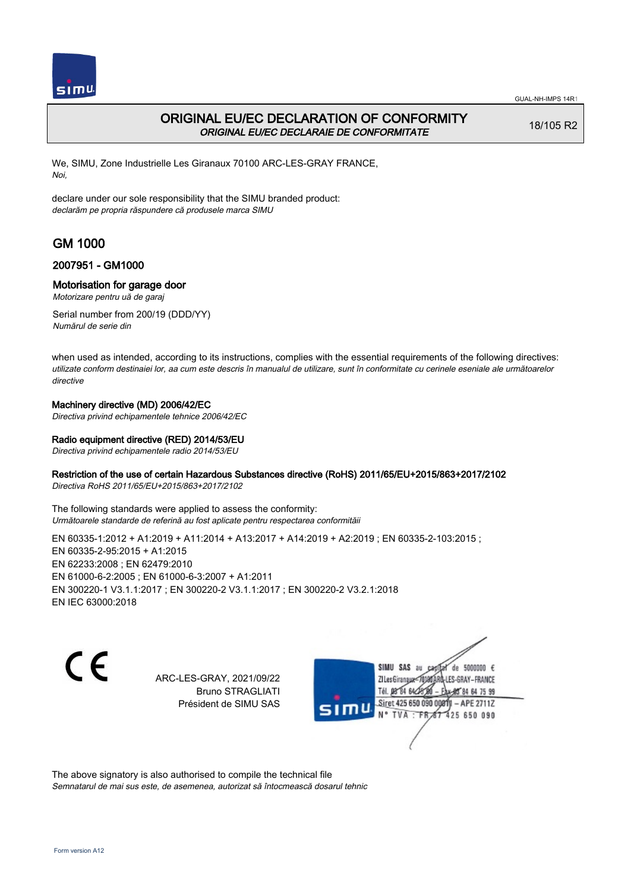# ORIGINAL EU/EC DECLARATION OF CONFORMITY

*ORIGINAL EU/EC DECLARAIE DE CONFORMITATE*

18/105 R2

We, SIMU, Zone Industrielle Les Giranaux 70100 ARC-LES-GRAY FRANCE,
*Noi,*

declare under our sole responsibility that the SIMU branded product:
*declarăm pe propria răspundere că produsele marca SIMU*

## GM 1000

### 2007951 - GM1000

### Motorisation for garage door

*Motorizare pentru uă de garaj*

Serial number from 200/19 (DDD/YY)
*Numărul de serie din*

when used as intended, according to its instructions, complies with the essential requirements of the following directives:
*utilizate conform destinaiei lor, aa cum este descris în manualul de utilizare, sunt în conformitate cu cerinele eseniale ale următoarelor directive*

**Machinery directive (MD) 2006/42/EC**
*Directiva privind echipamentele tehnice 2006/42/EC*

**Radio equipment directive (RED) 2014/53/EU**
*Directiva privind echipamentele radio 2014/53/EU*

**Restriction of the use of certain Hazardous Substances directive (RoHS) 2011/65/EU+2015/863+2017/2102**
*Directiva RoHS 2011/65/EU+2015/863+2017/2102*

The following standards were applied to assess the conformity:
*Următoarele standarde de referină au fost aplicate pentru respectarea conformitãii*

EN 60335-1:2012 + A1:2019 + A11:2014 + A13:2017 + A14:2019 + A2:2019 ; EN 60335-2-103:2015 ;
EN 60335-2-95:2015 + A1:2015
EN 62233:2008 ; EN 62479:2010
EN 61000-6-2:2005 ; EN 61000-6-3:2007 + A1:2011
EN 300220-1 V3.1.1:2017 ; EN 300220-2 V3.1.1:2017 ; EN 300220-2 V3.2.1:2018
EN IEC 63000:2018

CE

ARC-LES-GRAY, 2021/09/22
Bruno STRAGLIATI
Président de SIMU SAS

SIMU SAS au capital de 5000000 €
ZI Les Giranaux 70100 ARC-LES-GRAY-FRANCE
Tél. 03 84 64 75 00 – Fax 03 84 64 75 99
Siret 425 650 090 00011 – APE 2711Z
N° TVA : FR 87 425 650 090

The above signatory is also authorised to compile the technical file
*Semnatarul de mai sus este, de asemenea, autorizat să întocmească dosarul tehnic*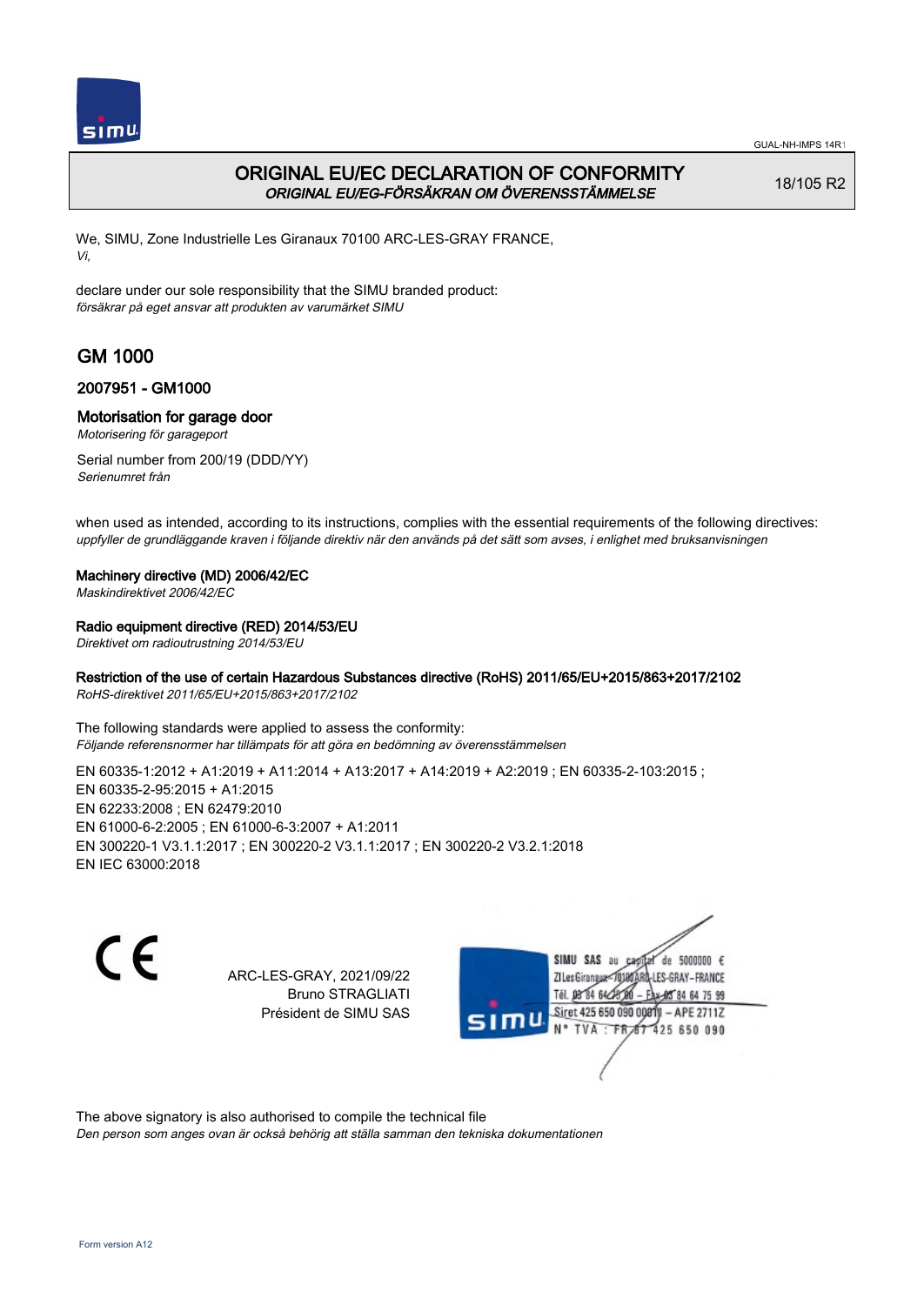# ORIGINAL EU/EC DECLARATION OF CONFORMITY
*ORIGINAL EU/EG-FÖRSÄKRAN OM ÖVERENSSTÄMMELSE*

18/105 R2

We, SIMU, Zone Industrielle Les Giranaux 70100 ARC-LES-GRAY FRANCE,
*Vi,*

declare under our sole responsibility that the SIMU branded product:
*försäkrar på eget ansvar att produkten av varumärket SIMU*

## GM 1000

### 2007951 - GM1000

#### Motorisation for garage door
*Motorisering för garageport*

Serial number from 200/19 (DDD/YY)
*Serienumret från*

when used as intended, according to its instructions, complies with the essential requirements of the following directives:
*uppfyller de grundläggande kraven i följande direktiv när den används på det sätt som avses, i enlighet med bruksanvisningen*

**Machinery directive (MD) 2006/42/EC**
*Maskindirektivet 2006/42/EC*

**Radio equipment directive (RED) 2014/53/EU**
*Direktivet om radioutrustning 2014/53/EU*

**Restriction of the use of certain Hazardous Substances directive (RoHS) 2011/65/EU+2015/863+2017/2102**
*RoHS-direktivet 2011/65/EU+2015/863+2017/2102*

The following standards were applied to assess the conformity:
*Följande referensnormer har tillämpats för att göra en bedömning av överensstämmelsen*

EN 60335-1:2012 + A1:2019 + A11:2014 + A13:2017 + A14:2019 + A2:2019 ; EN 60335-2-103:2015 ;
EN 60335-2-95:2015 + A1:2015
EN 62233:2008 ; EN 62479:2010
EN 61000-6-2:2005 ; EN 61000-6-3:2007 + A1:2011
EN 300220-1 V3.1.1:2017 ; EN 300220-2 V3.1.1:2017 ; EN 300220-2 V3.2.1:2018
EN IEC 63000:2018

ARC-LES-GRAY, 2021/09/22
Bruno STRAGLIATI
Président de SIMU SAS

SIMU SAS au capital de 5000000 €
ZI Les Giranaux 70100 ARC-LES-GRAY-FRANCE
Tél. 03 84 64 28 00 – Fax 03 84 64 75 99
Siret 425 650 090 00011 – APE 2711Z
N° TVA : FR 67 425 650 090

The above signatory is also authorised to compile the technical file
*Den person som anges ovan är också behörig att ställa samman den tekniska dokumentationen*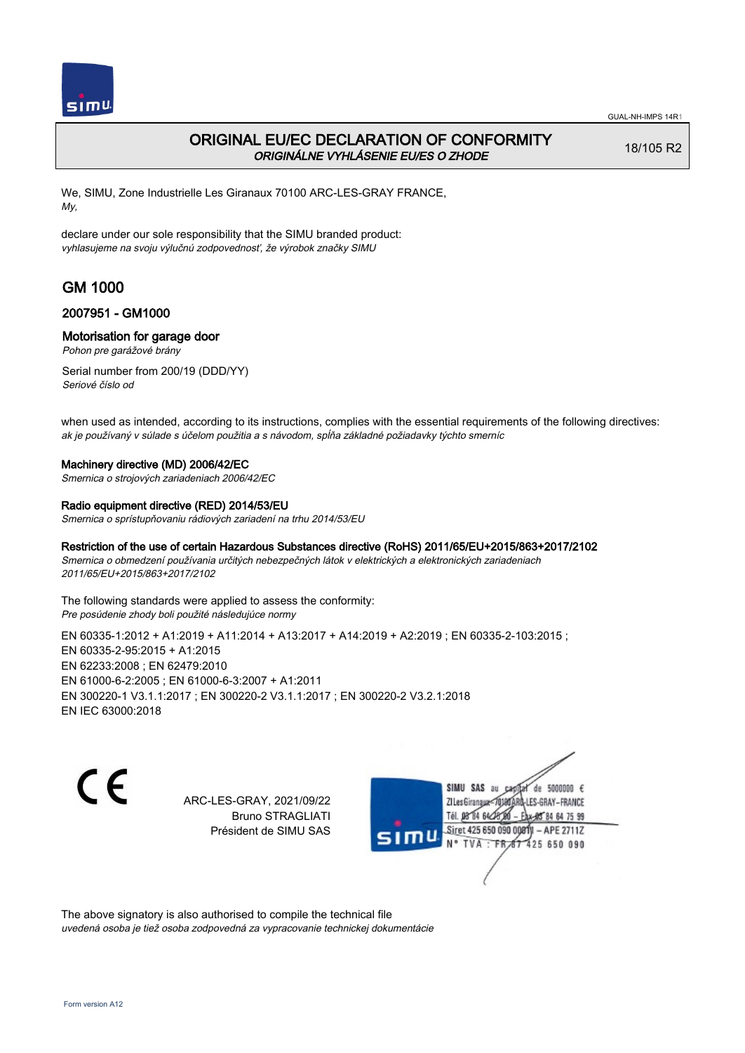GUAL-NH-IMPS 14R1

# ORIGINAL EU/EC DECLARATION OF CONFORMITY

*ORIGINÁLNE VYHLÁSENIE EU/ES O ZHODE*

18/105 R2

We, SIMU, Zone Industrielle Les Giranaux 70100 ARC-LES-GRAY FRANCE,
*My,*

declare under our sole responsibility that the SIMU branded product:
*vyhlasujeme na svoju výlučnú zodpovednosť, že výrobok značky SIMU*

## GM 1000

### 2007951 - GM1000

### Motorisation for garage door

*Pohon pre garážové brány*

Serial number from 200/19 (DDD/YY)
*Seriové číslo od*

when used as intended, according to its instructions, complies with the essential requirements of the following directives:
*ak je používaný v súlade s účelom použitia a s návodom, spĺňa základné požiadavky týchto smerníc*

**Machinery directive (MD) 2006/42/EC**
*Smernica o strojových zariadeniach 2006/42/EC*

**Radio equipment directive (RED) 2014/53/EU**
*Smernica o sprístupňovaniu rádiových zariadení na trhu 2014/53/EU*

**Restriction of the use of certain Hazardous Substances directive (RoHS) 2011/65/EU+2015/863+2017/2102**
*Smernica o obmedzení používania určitých nebezpečných látok v elektrických a elektronických zariadeniach 2011/65/EU+2015/863+2017/2102*

The following standards were applied to assess the conformity:
*Pre posúdenie zhody boli použité následujúce normy*

EN 60335-1:2012 + A1:2019 + A11:2014 + A13:2017 + A14:2019 + A2:2019 ; EN 60335-2-103:2015 ;
EN 60335-2-95:2015 + A1:2015
EN 62233:2008 ; EN 62479:2010
EN 61000-6-2:2005 ; EN 61000-6-3:2007 + A1:2011
EN 300220-1 V3.1.1:2017 ; EN 300220-2 V3.1.1:2017 ; EN 300220-2 V3.2.1:2018
EN IEC 63000:2018

CE

ARC-LES-GRAY, 2021/09/22
Bruno STRAGLIATI
Président de SIMU SAS

SIMU SAS au capital de 5000000 €
ZI Les Giranaux 70100 ARC-LES-GRAY-FRANCE
Tél. 03 84 64 75 00 – Fax 03 84 64 75 99
Siret 425 650 090 00011 – APE 2711Z
N° TVA : FR 87 425 650 090

The above signatory is also authorised to compile the technical file
*uvedená osoba je tiež osoba zodpovedná za vypracovanie technickej dokumentácie*

Form version A12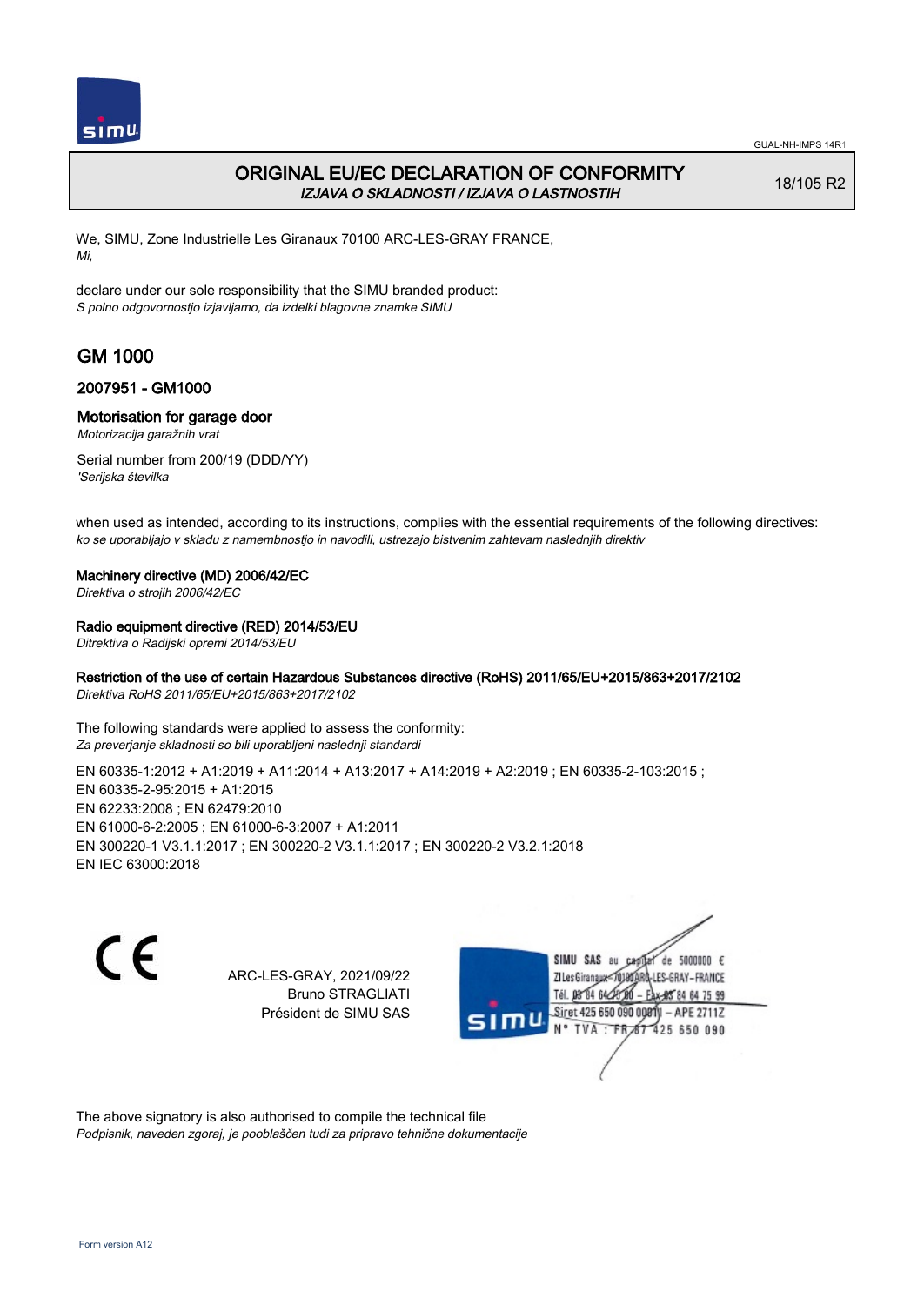# ORIGINAL EU/EC DECLARATION OF CONFORMITY

*IZJAVA O SKLADNOSTI / IZJAVA O LASTNOSTIH*

18/105 R2

We, SIMU, Zone Industrielle Les Giranaux 70100 ARC-LES-GRAY FRANCE,
*Mi,*

declare under our sole responsibility that the SIMU branded product:
*S polno odgovornostjo izjavljamo, da izdelki blagovne znamke SIMU*

## GM 1000

### 2007951 - GM1000

### Motorisation for garage door

*Motorizacija garažnih vrat*

Serial number from 200/19 (DDD/YY)
*'Serijska številka*

when used as intended, according to its instructions, complies with the essential requirements of the following directives:
*ko se uporabljajo v skladu z namembnostjo in navodili, ustrezajo bistvenim zahtevam naslednjih direktiv*

**Machinery directive (MD) 2006/42/EC**
*Direktiva o strojih 2006/42/EC*

**Radio equipment directive (RED) 2014/53/EU**
*Ditrektiva o Radijski opremi 2014/53/EU*

**Restriction of the use of certain Hazardous Substances directive (RoHS) 2011/65/EU+2015/863+2017/2102**
*Direktiva RoHS 2011/65/EU+2015/863+2017/2102*

The following standards were applied to assess the conformity:
*Za preverjanje skladnosti so bili uporabljeni naslednji standardi*

EN 60335-1:2012 + A1:2019 + A11:2014 + A13:2017 + A14:2019 + A2:2019 ; EN 60335-2-103:2015 ;
EN 60335-2-95:2015 + A1:2015
EN 62233:2008 ; EN 62479:2010
EN 61000-6-2:2005 ; EN 61000-6-3:2007 + A1:2011
EN 300220-1 V3.1.1:2017 ; EN 300220-2 V3.1.1:2017 ; EN 300220-2 V3.2.1:2018
EN IEC 63000:2018

CE

ARC-LES-GRAY, 2021/09/22
Bruno STRAGLIATI
Président de SIMU SAS

SIMU SAS au capital de 5000000 €
ZI Les Giranaux 70100 ARC-LES-GRAY-FRANCE
Tél. 03 84 64 75 00 – Fax 03 84 64 75 99
Siret 425 650 090 00011 – APE 2711Z
N° TVA : FR 67 425 650 090

The above signatory is also authorised to compile the technical file
*Podpisnik, naveden zgoraj, je pooblaščen tudi za pripravo tehnične dokumentacije*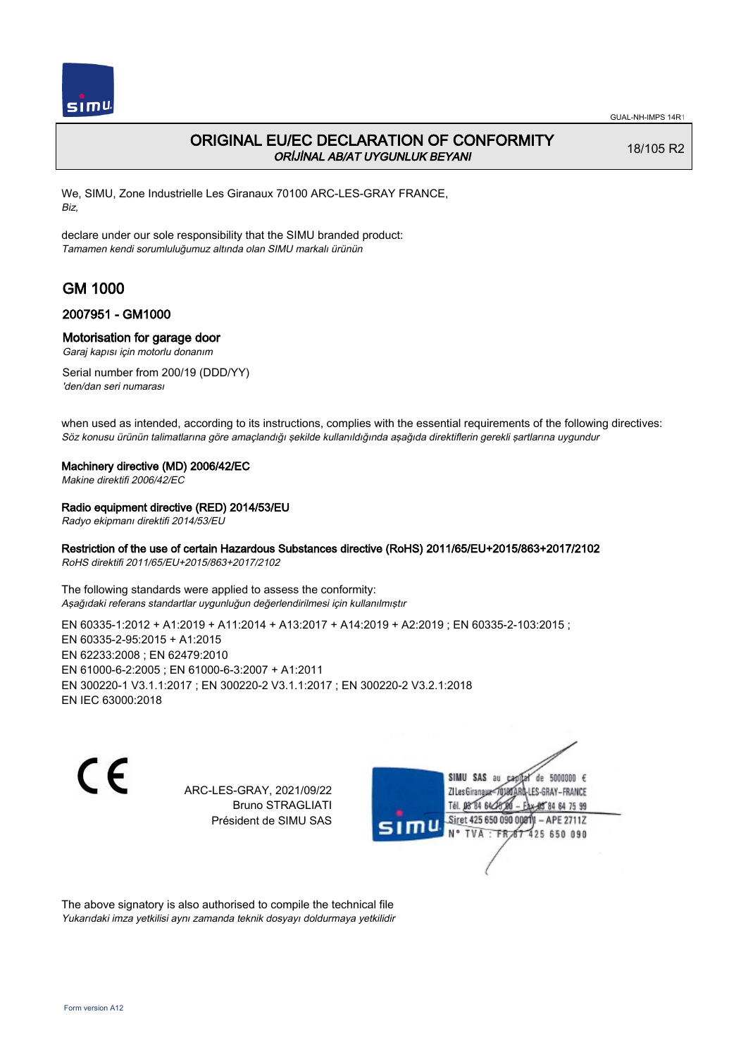# ORIGINAL EU/EC DECLARATION OF CONFORMITY

*ORİJİNAL AB/AT UYGUNLUK BEYANI*

18/105 R2

We, SIMU, Zone Industrielle Les Giranaux 70100 ARC-LES-GRAY FRANCE,
*Biz,*

declare under our sole responsibility that the SIMU branded product:
*Tamamen kendi sorumluluğumuz altında olan SIMU markalı ürünün*

## GM 1000

### 2007951 - GM1000

### Motorisation for garage door

*Garaj kapısı için motorlu donanım*

Serial number from 200/19 (DDD/YY)
*'den/dan seri numarası*

when used as intended, according to its instructions, complies with the essential requirements of the following directives:
*Söz konusu ürünün talimatlarına göre amaçlandığı şekilde kullanıldığında aşağıda direktiflerin gerekli şartlarına uygundur*

**Machinery directive (MD) 2006/42/EC**
*Makine direktifi 2006/42/EC*

**Radio equipment directive (RED) 2014/53/EU**
*Radyo ekipmanı direktifi 2014/53/EU*

**Restriction of the use of certain Hazardous Substances directive (RoHS) 2011/65/EU+2015/863+2017/2102**
*RoHS direktifi 2011/65/EU+2015/863+2017/2102*

The following standards were applied to assess the conformity:
*Aşağıdaki referans standartlar uygunluğun değerlendirilmesi için kullanılmıştır*

EN 60335-1:2012 + A1:2019 + A11:2014 + A13:2017 + A14:2019 + A2:2019 ; EN 60335-2-103:2015 ;
EN 60335-2-95:2015 + A1:2015
EN 62233:2008 ; EN 62479:2010
EN 61000-6-2:2005 ; EN 61000-6-3:2007 + A1:2011
EN 300220-1 V3.1.1:2017 ; EN 300220-2 V3.1.1:2017 ; EN 300220-2 V3.2.1:2018
EN IEC 63000:2018

CE

ARC-LES-GRAY, 2021/09/22
Bruno STRAGLIATI
Président de SIMU SAS

SIMU SAS au capital de 5000000 €
ZI Les Giranaux 70100 ARC-LES-GRAY-FRANCE
Tél. 03 84 64 75 00 – Fax 03 84 64 75 99
Siret 425 650 090 00011 – APE 2711Z
N° TVA : FR 87 425 650 090

The above signatory is also authorised to compile the technical file
*Yukarıdaki imza yetkilisi aynı zamanda teknik dosyayı doldurmaya yetkilidir*